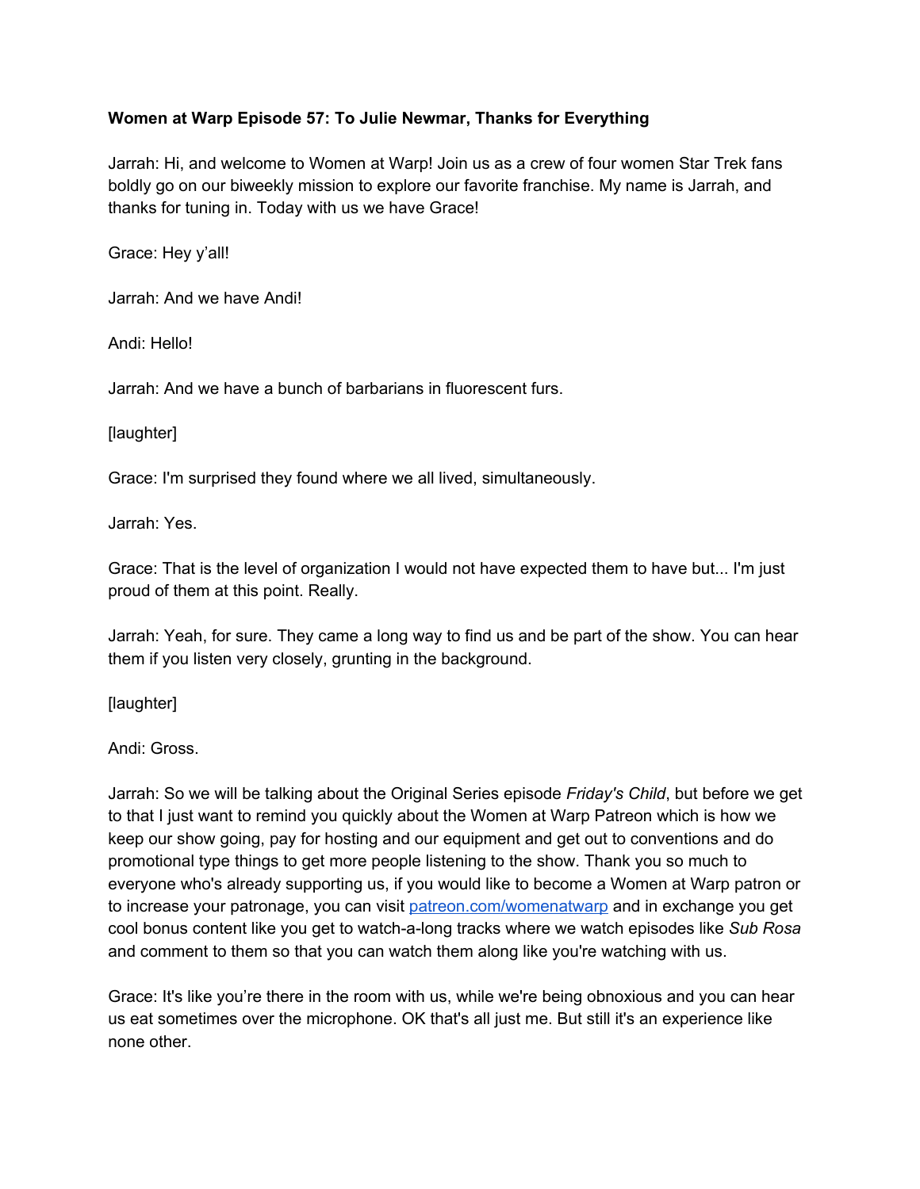**Women at Warp Episode 57: To Julie Newmar, Thanks for Everything**

Jarrah: Hi, and welcome to Women at Warp! Join us as a crew of four women Star Trek fans boldly go on our biweekly mission to explore our favorite franchise. My name is Jarrah, and thanks for tuning in. Today with us we have Grace!

Grace: Hey y'all!

Jarrah: And we have Andi!

Andi: Hello!

Jarrah: And we have a bunch of barbarians in fluorescent furs.

[laughter]

Grace: I'm surprised they found where we all lived, simultaneously.

Jarrah: Yes.

Grace: That is the level of organization I would not have expected them to have but... I'm just proud of them at this point. Really.

Jarrah: Yeah, for sure. They came a long way to find us and be part of the show. You can hear them if you listen very closely, grunting in the background.

[laughter]

Andi: Gross.

Jarrah: So we will be talking about the Original Series episode *Friday's Child*, but before we get to that I just want to remind you quickly about the Women at Warp Patreon which is how we keep our show going, pay for hosting and our equipment and get out to conventions and do promotional type things to get more people listening to the show. Thank you so much to everyone who's already supporting us, if you would like to become a Women at Warp patron or to increase your patronage, you can visit [patreon.com/womenatwarp](patreon.com/womenatwarp) and in exchange you get cool bonus content like you get to watch-a-long tracks where we watch episodes like *Sub Rosa* and comment to them so that you can watch them along like you're watching with us.

Grace: It's like you're there in the room with us, while we're being obnoxious and you can hear us eat sometimes over the microphone. OK that's all just me. But still it's an experience like none other.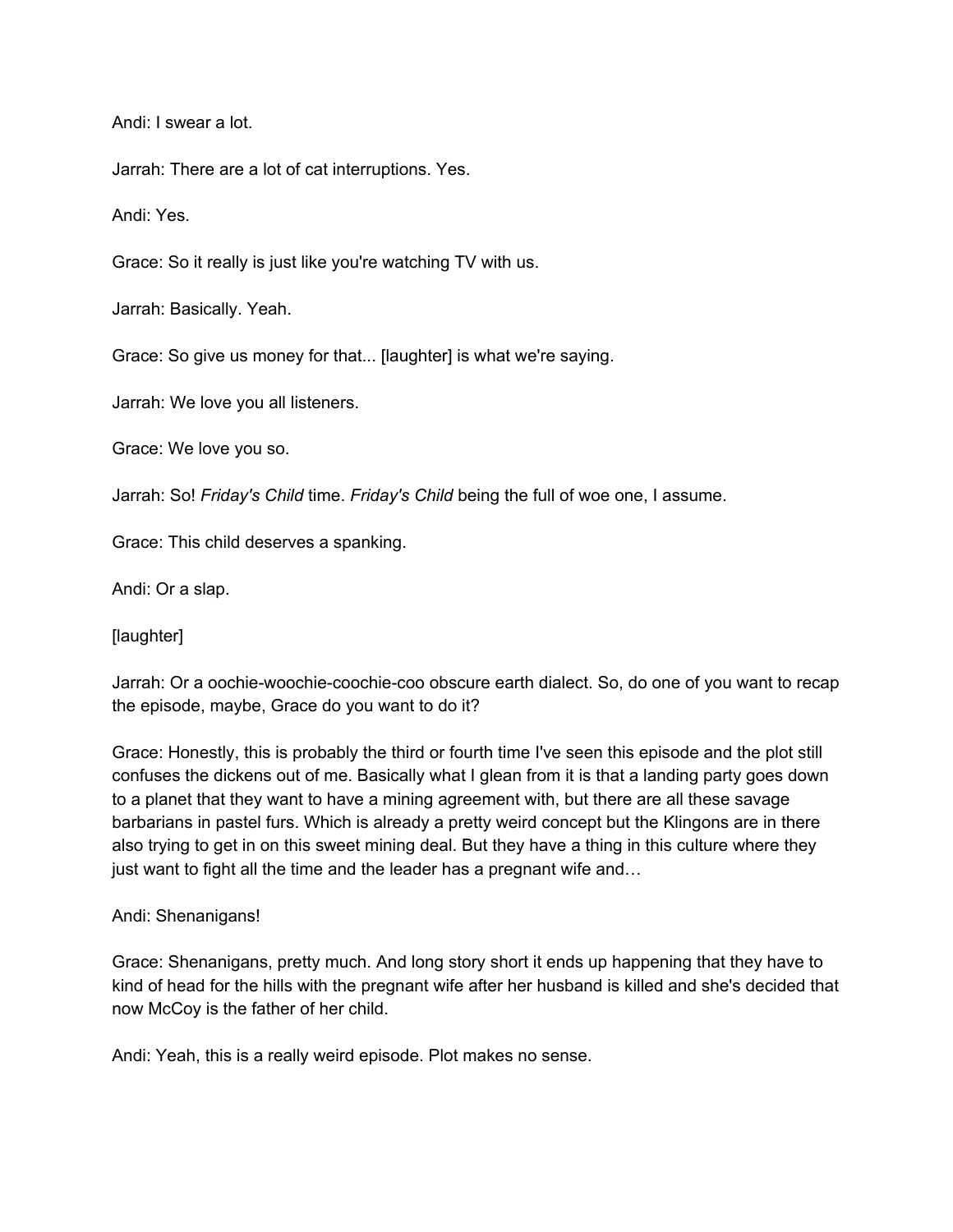Andi: I swear a lot.

Jarrah: There are a lot of cat interruptions. Yes.

Andi: Yes.

Grace: So it really is just like you're watching TV with us.

Jarrah: Basically. Yeah.

Grace: So give us money for that... [laughter] is what we're saying.

Jarrah: We love you all listeners.

Grace: We love you so.

Jarrah: So! *Friday's Child* time. *Friday's Child* being the full of woe one, I assume.

Grace: This child deserves a spanking.

Andi: Or a slap.

[laughter]

Jarrah: Or a oochie-woochie-coochie-coo obscure earth dialect. So, do one of you want to recap the episode, maybe, Grace do you want to do it?

Grace: Honestly, this is probably the third or fourth time I've seen this episode and the plot still confuses the dickens out of me. Basically what I glean from it is that a landing party goes down to a planet that they want to have a mining agreement with, but there are all these savage barbarians in pastel furs. Which is already a pretty weird concept but the Klingons are in there also trying to get in on this sweet mining deal. But they have a thing in this culture where they just want to fight all the time and the leader has a pregnant wife and…

Andi: Shenanigans!

Grace: Shenanigans, pretty much. And long story short it ends up happening that they have to kind of head for the hills with the pregnant wife after her husband is killed and she's decided that now McCoy is the father of her child.

Andi: Yeah, this is a really weird episode. Plot makes no sense.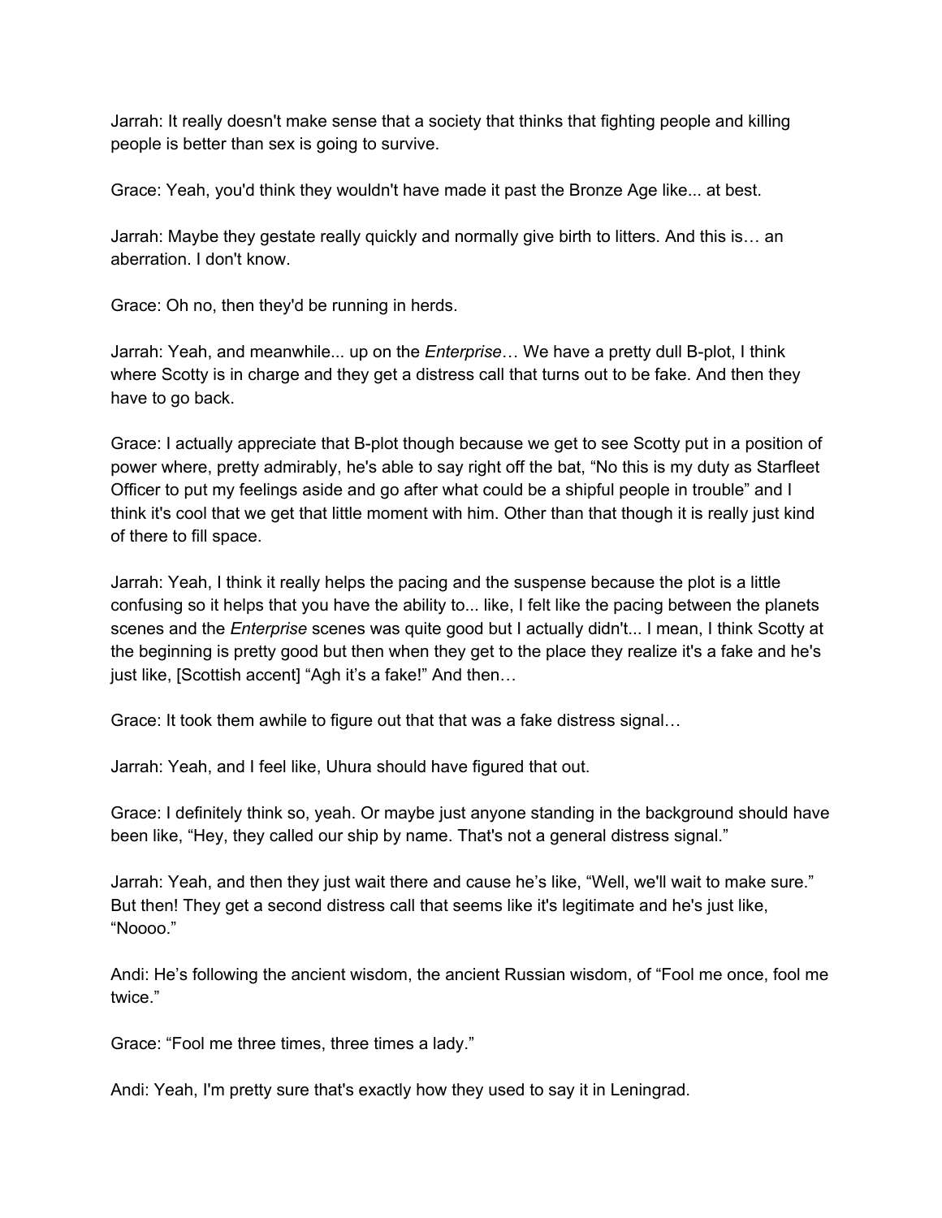Jarrah: It really doesn't make sense that a society that thinks that fighting people and killing people is better than sex is going to survive.

Grace: Yeah, you'd think they wouldn't have made it past the Bronze Age like... at best.

Jarrah: Maybe they gestate really quickly and normally give birth to litters. And this is… an aberration. I don't know.

Grace: Oh no, then they'd be running in herds.

Jarrah: Yeah, and meanwhile... up on the *Enterprise*… We have a pretty dull B-plot, I think where Scotty is in charge and they get a distress call that turns out to be fake. And then they have to go back.

Grace: I actually appreciate that B-plot though because we get to see Scotty put in a position of power where, pretty admirably, he's able to say right off the bat, "No this is my duty as Starfleet Officer to put my feelings aside and go after what could be a shipful people in trouble" and I think it's cool that we get that little moment with him. Other than that though it is really just kind of there to fill space.

Jarrah: Yeah, I think it really helps the pacing and the suspense because the plot is a little confusing so it helps that you have the ability to... like, I felt like the pacing between the planets scenes and the *Enterprise* scenes was quite good but I actually didn't... I mean, I think Scotty at the beginning is pretty good but then when they get to the place they realize it's a fake and he's just like, [Scottish accent] "Agh it's a fake!" And then…

Grace: It took them awhile to figure out that that was a fake distress signal…

Jarrah: Yeah, and I feel like, Uhura should have figured that out.

Grace: I definitely think so, yeah. Or maybe just anyone standing in the background should have been like, "Hey, they called our ship by name. That's not a general distress signal."

Jarrah: Yeah, and then they just wait there and cause he's like, "Well, we'll wait to make sure." But then! They get a second distress call that seems like it's legitimate and he's just like, "Noooo."

Andi: He's following the ancient wisdom, the ancient Russian wisdom, of "Fool me once, fool me twice."

Grace: "Fool me three times, three times a lady."

Andi: Yeah, I'm pretty sure that's exactly how they used to say it in Leningrad.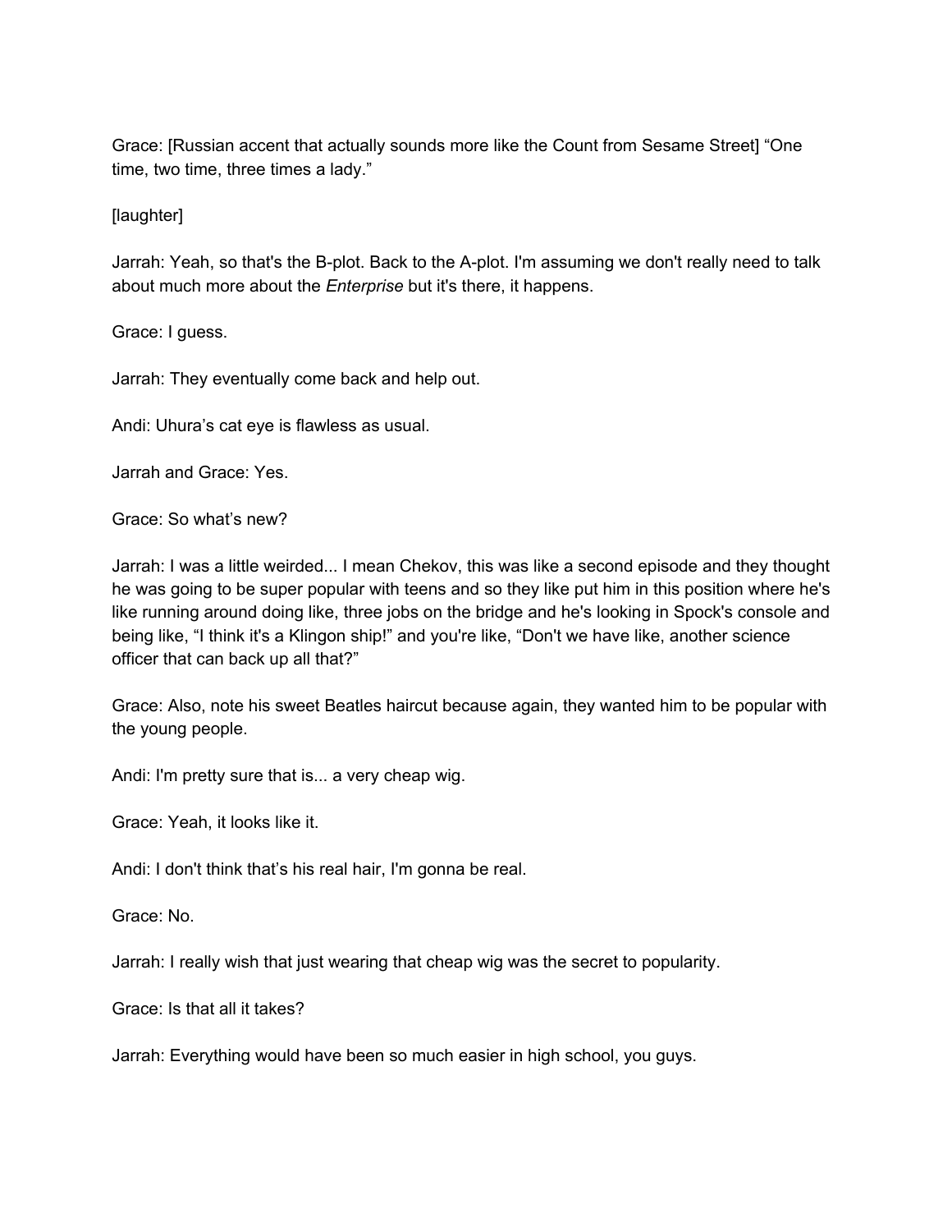Grace: [Russian accent that actually sounds more like the Count from Sesame Street] “One time, two time, three times a lady.”

[laughter]

Jarrah: Yeah, so that's the B-plot. Back to the A-plot. I'm assuming we don't really need to talk about much more about the *Enterprise* but it's there, it happens.

Grace: I guess.

Jarrah: They eventually come back and help out.

Andi: Uhura’s cat eye is flawless as usual.

Jarrah and Grace: Yes.

Grace: So what’s new?

Jarrah: I was a little weirded... I mean Chekov, this was like a second episode and they thought he was going to be super popular with teens and so they like put him in this position where he's like running around doing like, three jobs on the bridge and he's looking in Spock's console and being like, “I think it's a Klingon ship!” and you're like, “Don't we have like, another science officer that can back up all that?”

Grace: Also, note his sweet Beatles haircut because again, they wanted him to be popular with the young people.

Andi: I'm pretty sure that is... a very cheap wig.

Grace: Yeah, it looks like it.

Andi: I don't think that’s his real hair, I'm gonna be real.

Grace: No.

Jarrah: I really wish that just wearing that cheap wig was the secret to popularity.

Grace: Is that all it takes?

Jarrah: Everything would have been so much easier in high school, you guys.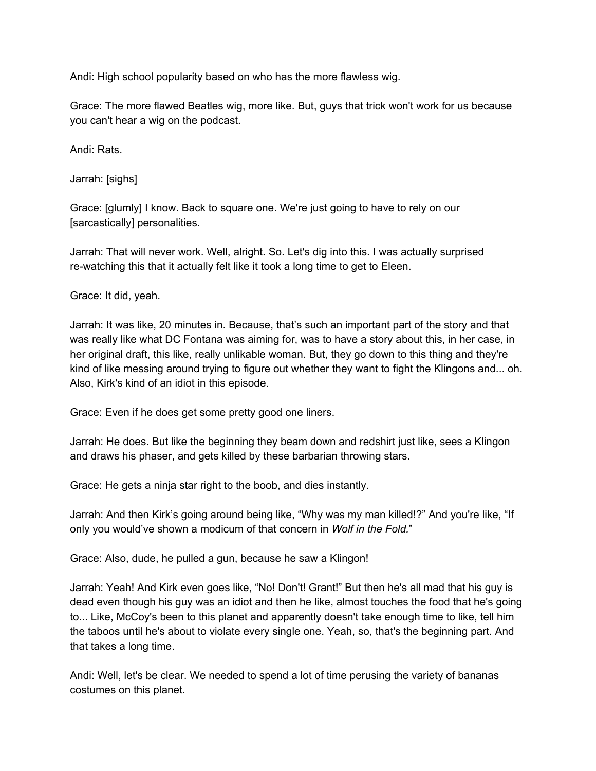Andi: High school popularity based on who has the more flawless wig.

Grace: The more flawed Beatles wig, more like. But, guys that trick won't work for us because you can't hear a wig on the podcast.

Andi: Rats.

Jarrah: [sighs]

Grace: [glumly] I know. Back to square one. We're just going to have to rely on our [sarcastically] personalities.

Jarrah: That will never work. Well, alright. So. Let's dig into this. I was actually surprised re-watching this that it actually felt like it took a long time to get to Eleen.

Grace: It did, yeah.

Jarrah: It was like, 20 minutes in. Because, that's such an important part of the story and that was really like what DC Fontana was aiming for, was to have a story about this, in her case, in her original draft, this like, really unlikable woman. But, they go down to this thing and they're kind of like messing around trying to figure out whether they want to fight the Klingons and... oh. Also, Kirk's kind of an idiot in this episode.

Grace: Even if he does get some pretty good one liners.

Jarrah: He does. But like the beginning they beam down and redshirt just like, sees a Klingon and draws his phaser, and gets killed by these barbarian throwing stars.

Grace: He gets a ninja star right to the boob, and dies instantly.

Jarrah: And then Kirk's going around being like, "Why was my man killed!?" And you're like, "If only you would've shown a modicum of that concern in *Wolf in the Fold.*"

Grace: Also, dude, he pulled a gun, because he saw a Klingon!

Jarrah: Yeah! And Kirk even goes like, "No! Don't! Grant!" But then he's all mad that his guy is dead even though his guy was an idiot and then he like, almost touches the food that he's going to... Like, McCoy's been to this planet and apparently doesn't take enough time to like, tell him the taboos until he's about to violate every single one. Yeah, so, that's the beginning part. And that takes a long time.

Andi: Well, let's be clear. We needed to spend a lot of time perusing the variety of bananas costumes on this planet.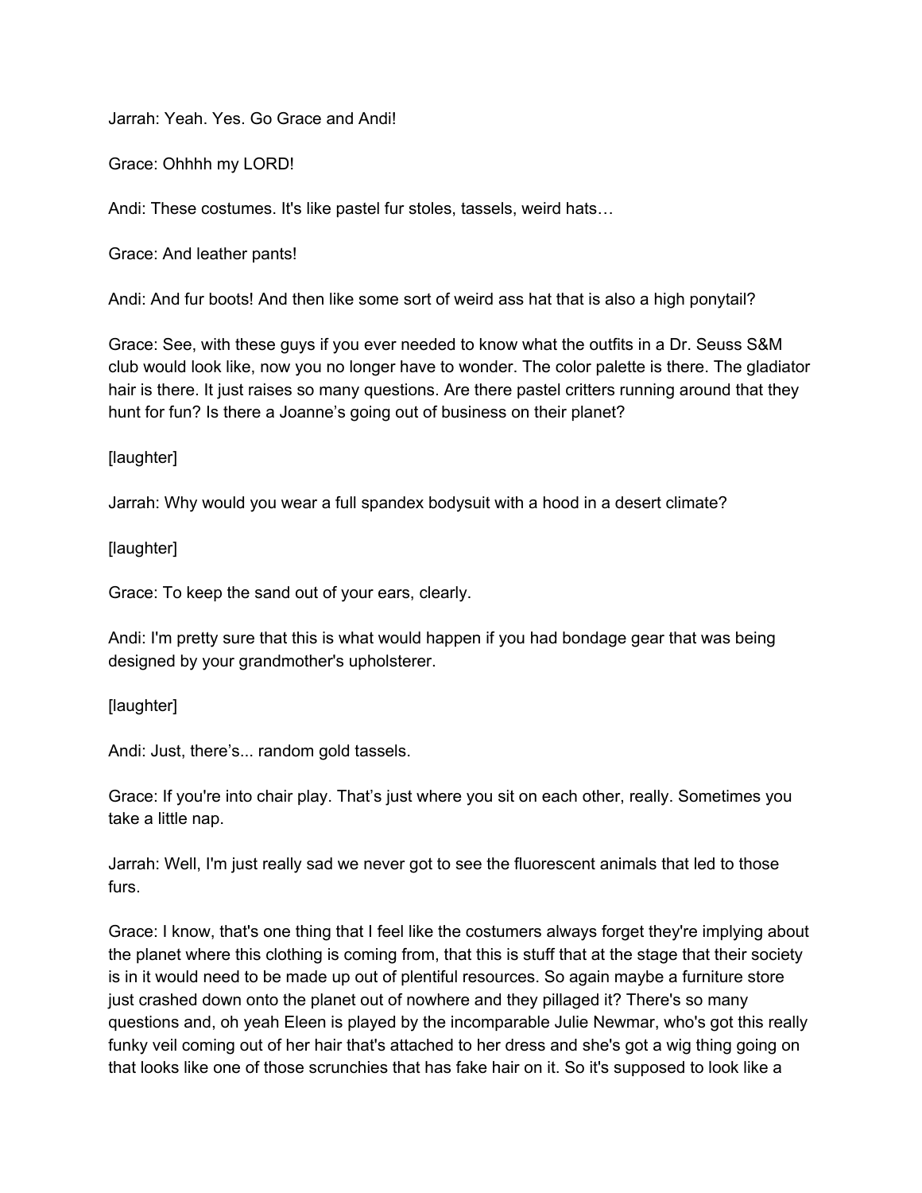Jarrah: Yeah. Yes. Go Grace and Andi!

Grace: Ohhhh my LORD!

Andi: These costumes. It's like pastel fur stoles, tassels, weird hats…

Grace: And leather pants!

Andi: And fur boots! And then like some sort of weird ass hat that is also a high ponytail?

Grace: See, with these guys if you ever needed to know what the outfits in a Dr. Seuss S&M club would look like, now you no longer have to wonder. The color palette is there. The gladiator hair is there. It just raises so many questions. Are there pastel critters running around that they hunt for fun? Is there a Joanne's going out of business on their planet?

[laughter]

Jarrah: Why would you wear a full spandex bodysuit with a hood in a desert climate?

[laughter]

Grace: To keep the sand out of your ears, clearly.

Andi: I'm pretty sure that this is what would happen if you had bondage gear that was being designed by your grandmother's upholsterer.

[laughter]

Andi: Just, there's... random gold tassels.

Grace: If you're into chair play. That's just where you sit on each other, really. Sometimes you take a little nap.

Jarrah: Well, I'm just really sad we never got to see the fluorescent animals that led to those furs.

Grace: I know, that's one thing that I feel like the costumers always forget they're implying about the planet where this clothing is coming from, that this is stuff that at the stage that their society is in it would need to be made up out of plentiful resources. So again maybe a furniture store just crashed down onto the planet out of nowhere and they pillaged it? There's so many questions and, oh yeah Eleen is played by the incomparable Julie Newmar, who's got this really funky veil coming out of her hair that's attached to her dress and she's got a wig thing going on that looks like one of those scrunchies that has fake hair on it. So it's supposed to look like a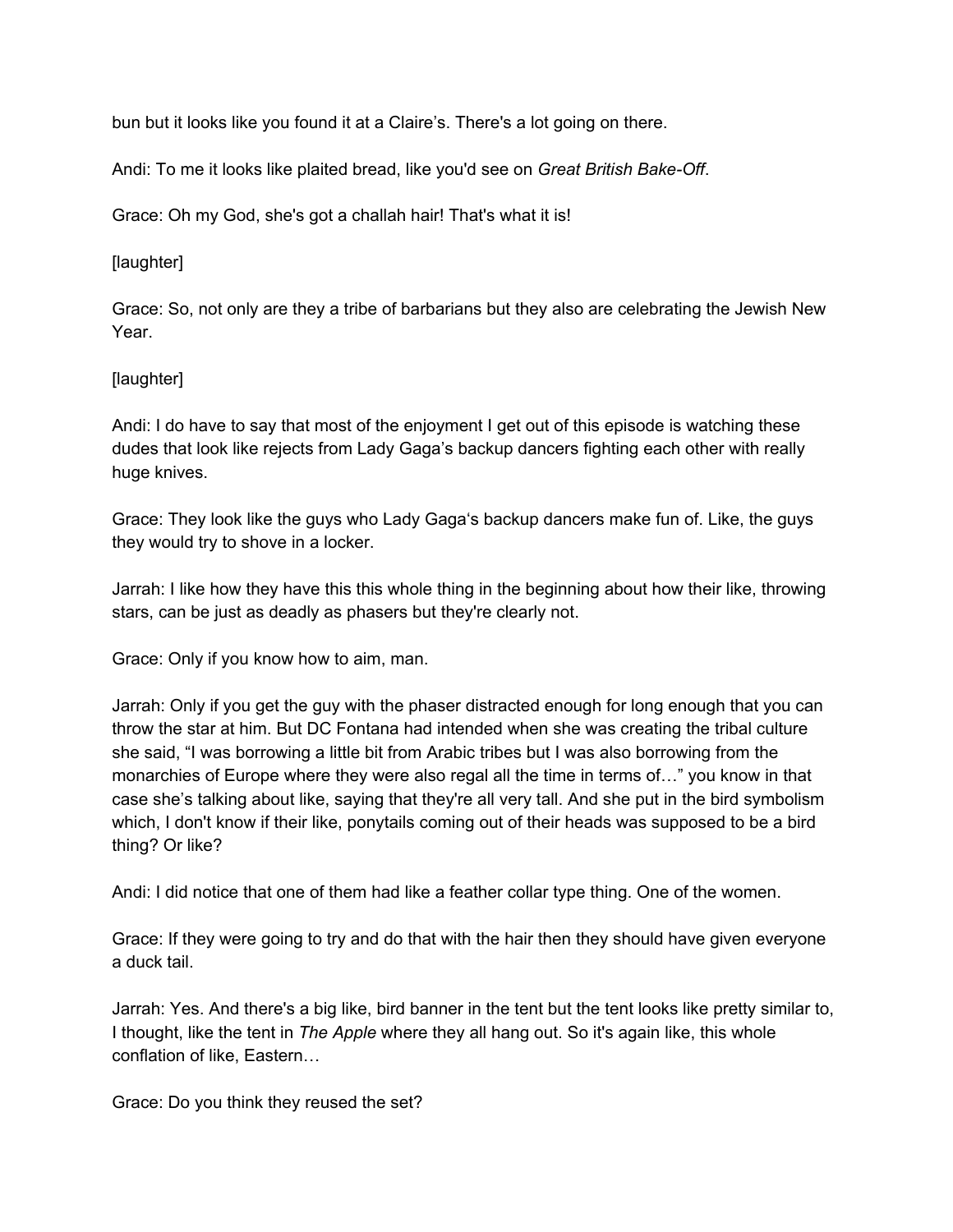bun but it looks like you found it at a Claire's. There's a lot going on there.

Andi: To me it looks like plaited bread, like you'd see on *Great British Bake-Off*.

Grace: Oh my God, she's got a challah hair! That's what it is!

[laughter]

Grace: So, not only are they a tribe of barbarians but they also are celebrating the Jewish New Year.

[laughter]

Andi: I do have to say that most of the enjoyment I get out of this episode is watching these dudes that look like rejects from Lady Gaga's backup dancers fighting each other with really huge knives.

Grace: They look like the guys who Lady Gaga's backup dancers make fun of. Like, the guys they would try to shove in a locker.

Jarrah: I like how they have this this whole thing in the beginning about how their like, throwing stars, can be just as deadly as phasers but they're clearly not.

Grace: Only if you know how to aim, man.

Jarrah: Only if you get the guy with the phaser distracted enough for long enough that you can throw the star at him. But DC Fontana had intended when she was creating the tribal culture she said, "I was borrowing a little bit from Arabic tribes but I was also borrowing from the monarchies of Europe where they were also regal all the time in terms of…" you know in that case she's talking about like, saying that they're all very tall. And she put in the bird symbolism which, I don't know if their like, ponytails coming out of their heads was supposed to be a bird thing? Or like?

Andi: I did notice that one of them had like a feather collar type thing. One of the women.

Grace: If they were going to try and do that with the hair then they should have given everyone a duck tail.

Jarrah: Yes. And there's a big like, bird banner in the tent but the tent looks like pretty similar to, I thought, like the tent in *The Apple* where they all hang out. So it's again like, this whole conflation of like, Eastern…

Grace: Do you think they reused the set?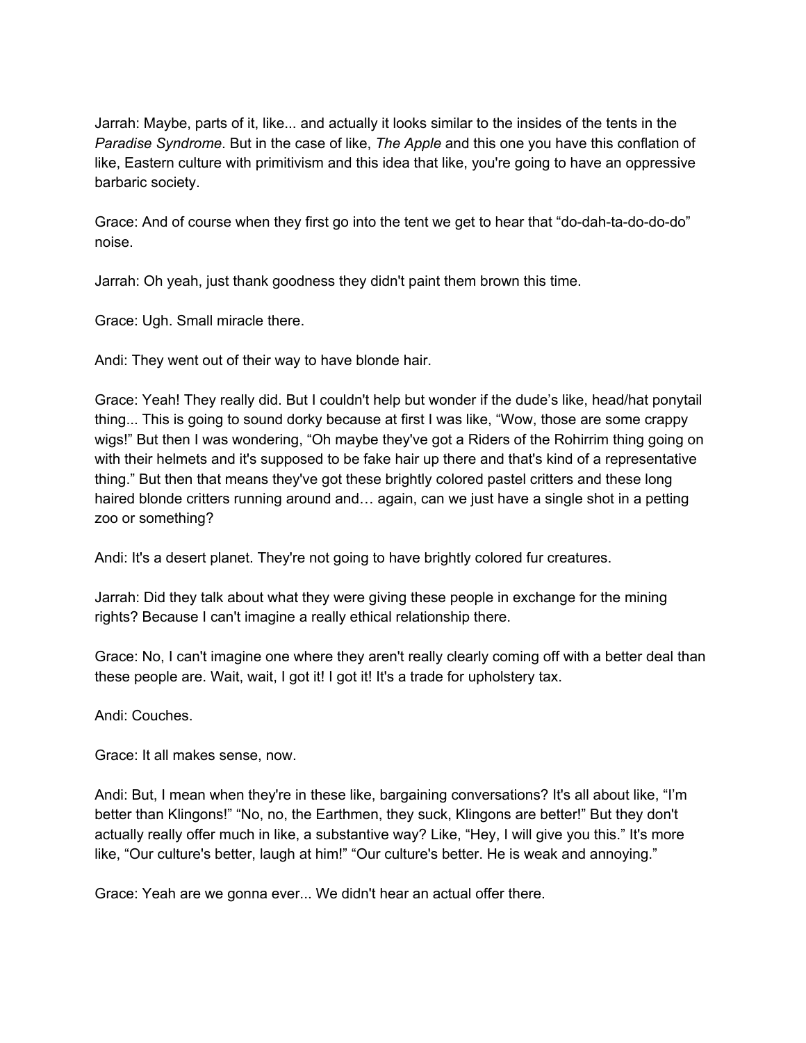Jarrah: Maybe, parts of it, like... and actually it looks similar to the insides of the tents in the *Paradise Syndrome*. But in the case of like, *The Apple* and this one you have this conflation of like, Eastern culture with primitivism and this idea that like, you're going to have an oppressive barbaric society.

Grace: And of course when they first go into the tent we get to hear that "do-dah-ta-do-do-do" noise.

Jarrah: Oh yeah, just thank goodness they didn't paint them brown this time.

Grace: Ugh. Small miracle there.

Andi: They went out of their way to have blonde hair.

Grace: Yeah! They really did. But I couldn't help but wonder if the dude's like, head/hat ponytail thing... This is going to sound dorky because at first I was like, "Wow, those are some crappy wigs!" But then I was wondering, "Oh maybe they've got a Riders of the Rohirrim thing going on with their helmets and it's supposed to be fake hair up there and that's kind of a representative thing." But then that means they've got these brightly colored pastel critters and these long haired blonde critters running around and… again, can we just have a single shot in a petting zoo or something?

Andi: It's a desert planet. They're not going to have brightly colored fur creatures.

Jarrah: Did they talk about what they were giving these people in exchange for the mining rights? Because I can't imagine a really ethical relationship there.

Grace: No, I can't imagine one where they aren't really clearly coming off with a better deal than these people are. Wait, wait, I got it! I got it! It's a trade for upholstery tax.

Andi: Couches.

Grace: It all makes sense, now.

Andi: But, I mean when they're in these like, bargaining conversations? It's all about like, "I'm better than Klingons!" "No, no, the Earthmen, they suck, Klingons are better!" But they don't actually really offer much in like, a substantive way? Like, "Hey, I will give you this." It's more like, "Our culture's better, laugh at him!" "Our culture's better. He is weak and annoying."

Grace: Yeah are we gonna ever... We didn't hear an actual offer there.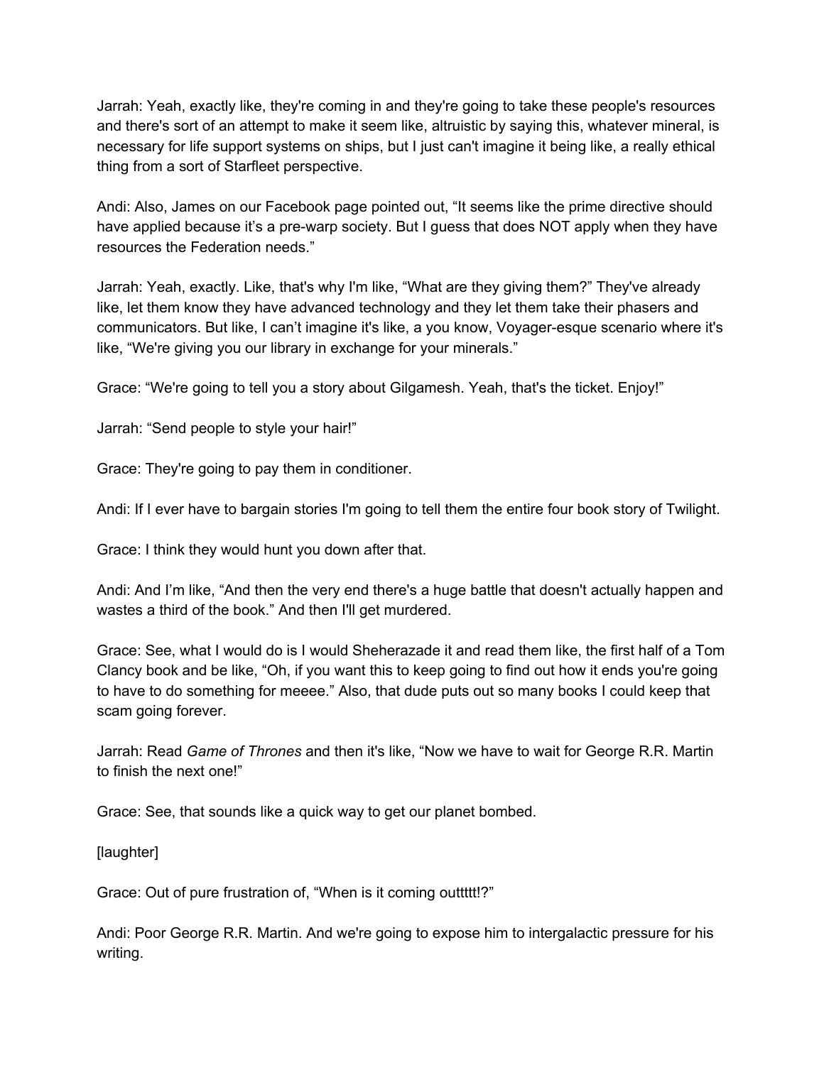Jarrah: Yeah, exactly like, they're coming in and they're going to take these people's resources and there's sort of an attempt to make it seem like, altruistic by saying this, whatever mineral, is necessary for life support systems on ships, but I just can't imagine it being like, a really ethical thing from a sort of Starfleet perspective.

Andi: Also, James on our Facebook page pointed out, “It seems like the prime directive should have applied because it’s a pre-warp society. But I guess that does NOT apply when they have resources the Federation needs.”

Jarrah: Yeah, exactly. Like, that's why I'm like, “What are they giving them?” They've already like, let them know they have advanced technology and they let them take their phasers and communicators. But like, I can’t imagine it's like, a you know, Voyager-esque scenario where it's like, “We're giving you our library in exchange for your minerals.”

Grace: “We're going to tell you a story about Gilgamesh. Yeah, that's the ticket. Enjoy!”

Jarrah: “Send people to style your hair!”

Grace: They're going to pay them in conditioner.

Andi: If I ever have to bargain stories I'm going to tell them the entire four book story of Twilight.

Grace: I think they would hunt you down after that.

Andi: And I’m like, “And then the very end there's a huge battle that doesn't actually happen and wastes a third of the book.” And then I'll get murdered.

Grace: See, what I would do is I would Sheherazade it and read them like, the first half of a Tom Clancy book and be like, “Oh, if you want this to keep going to find out how it ends you're going to have to do something for meeee.” Also, that dude puts out so many books I could keep that scam going forever.

Jarrah: Read *Game of Thrones* and then it's like, “Now we have to wait for George R.R. Martin to finish the next one!”

Grace: See, that sounds like a quick way to get our planet bombed.

[laughter]

Grace: Out of pure frustration of, “When is it coming outtttt!?”

Andi: Poor George R.R. Martin. And we're going to expose him to intergalactic pressure for his writing.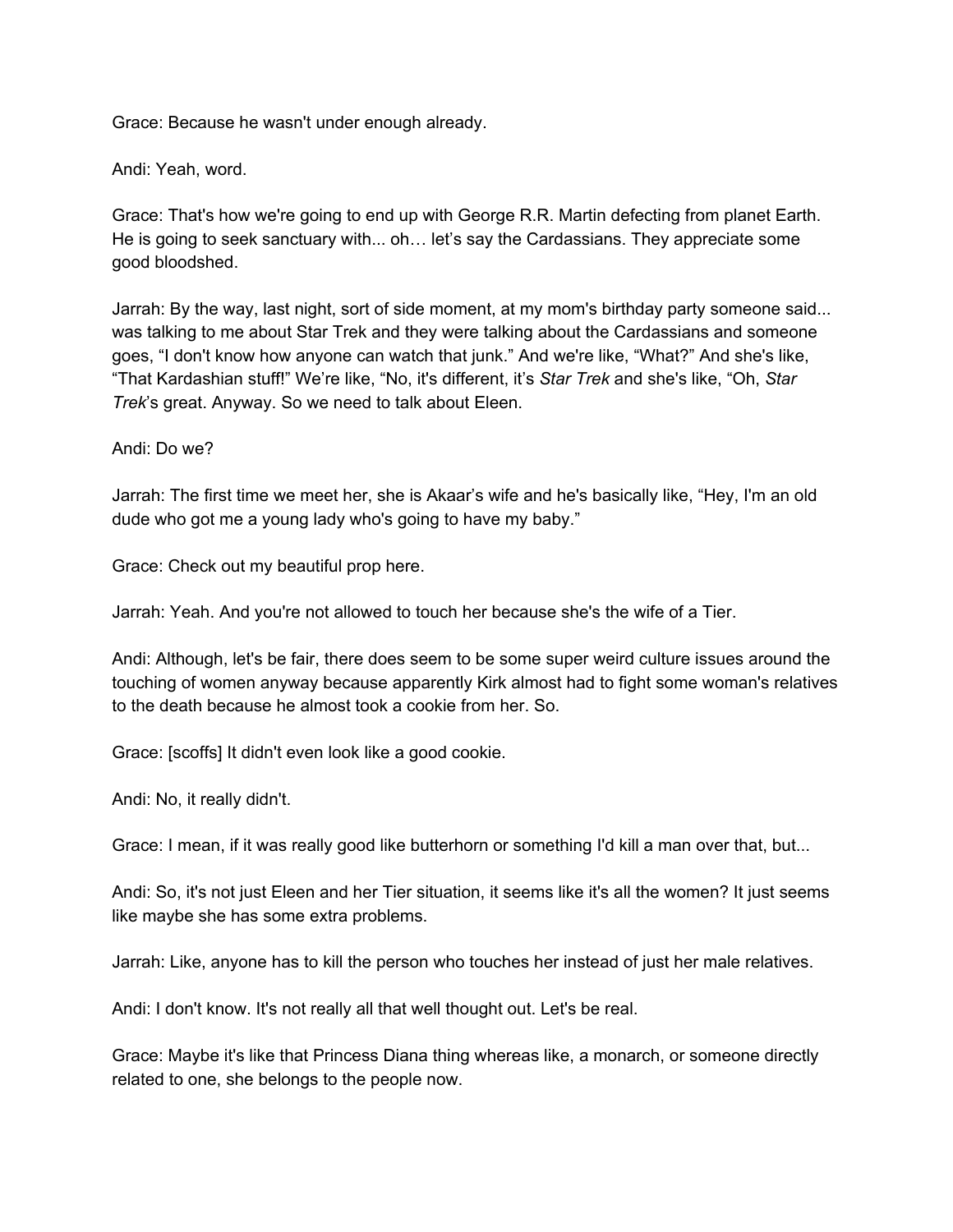Grace: Because he wasn't under enough already.

Andi: Yeah, word.

Grace: That's how we're going to end up with George R.R. Martin defecting from planet Earth. He is going to seek sanctuary with... oh… let's say the Cardassians. They appreciate some good bloodshed.

Jarrah: By the way, last night, sort of side moment, at my mom's birthday party someone said... was talking to me about Star Trek and they were talking about the Cardassians and someone goes, "I don't know how anyone can watch that junk." And we're like, "What?" And she's like, "That Kardashian stuff!" We're like, "No, it's different, it's *Star Trek* and she's like, "Oh, *Star Trek*'s great. Anyway. So we need to talk about Eleen.

Andi: Do we?

Jarrah: The first time we meet her, she is Akaar's wife and he's basically like, "Hey, I'm an old dude who got me a young lady who's going to have my baby."

Grace: Check out my beautiful prop here.

Jarrah: Yeah. And you're not allowed to touch her because she's the wife of a Tier.

Andi: Although, let's be fair, there does seem to be some super weird culture issues around the touching of women anyway because apparently Kirk almost had to fight some woman's relatives to the death because he almost took a cookie from her. So.

Grace: [scoffs] It didn't even look like a good cookie.

Andi: No, it really didn't.

Grace: I mean, if it was really good like butterhorn or something I'd kill a man over that, but...

Andi: So, it's not just Eleen and her Tier situation, it seems like it's all the women? It just seems like maybe she has some extra problems.

Jarrah: Like, anyone has to kill the person who touches her instead of just her male relatives.

Andi: I don't know. It's not really all that well thought out. Let's be real.

Grace: Maybe it's like that Princess Diana thing whereas like, a monarch, or someone directly related to one, she belongs to the people now.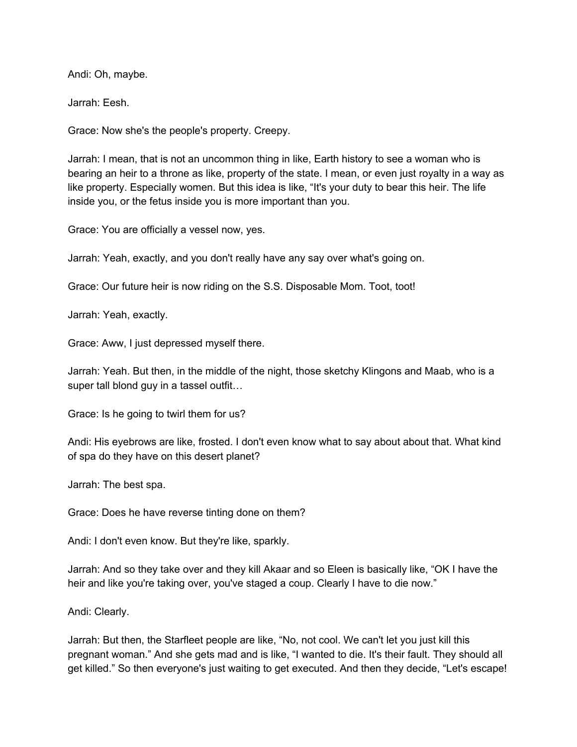Andi: Oh, maybe.

Jarrah: Eesh.

Grace: Now she's the people's property. Creepy.

Jarrah: I mean, that is not an uncommon thing in like, Earth history to see a woman who is bearing an heir to a throne as like, property of the state. I mean, or even just royalty in a way as like property. Especially women. But this idea is like, "It's your duty to bear this heir. The life inside you, or the fetus inside you is more important than you.

Grace: You are officially a vessel now, yes.

Jarrah: Yeah, exactly, and you don't really have any say over what's going on.

Grace: Our future heir is now riding on the S.S. Disposable Mom. Toot, toot!

Jarrah: Yeah, exactly.

Grace: Aww, I just depressed myself there.

Jarrah: Yeah. But then, in the middle of the night, those sketchy Klingons and Maab, who is a super tall blond guy in a tassel outfit…

Grace: Is he going to twirl them for us?

Andi: His eyebrows are like, frosted. I don't even know what to say about about that. What kind of spa do they have on this desert planet?

Jarrah: The best spa.

Grace: Does he have reverse tinting done on them?

Andi: I don't even know. But they're like, sparkly.

Jarrah: And so they take over and they kill Akaar and so Eleen is basically like, "OK I have the heir and like you're taking over, you've staged a coup. Clearly I have to die now."

Andi: Clearly.

Jarrah: But then, the Starfleet people are like, "No, not cool. We can't let you just kill this pregnant woman." And she gets mad and is like, "I wanted to die. It's their fault. They should all get killed." So then everyone's just waiting to get executed. And then they decide, "Let's escape!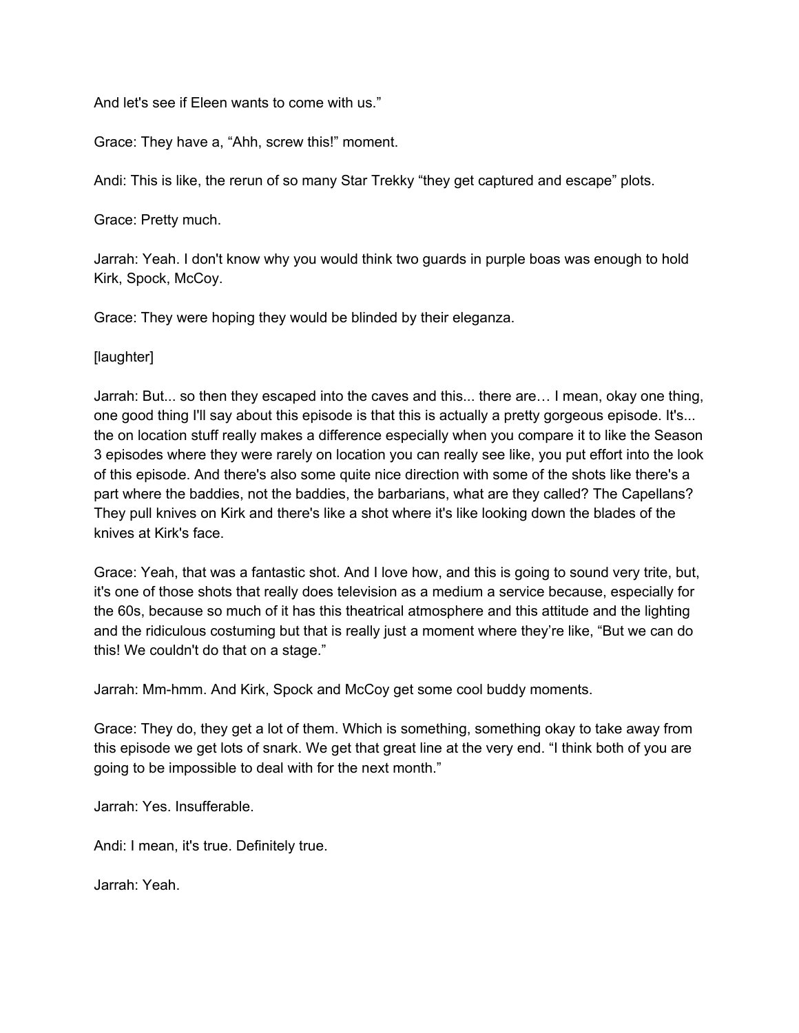And let's see if Eleen wants to come with us."

Grace: They have a, "Ahh, screw this!" moment.

Andi: This is like, the rerun of so many Star Trekky "they get captured and escape" plots.

Grace: Pretty much.

Jarrah: Yeah. I don't know why you would think two guards in purple boas was enough to hold Kirk, Spock, McCoy.

Grace: They were hoping they would be blinded by their eleganza.

[laughter]

Jarrah: But... so then they escaped into the caves and this... there are… I mean, okay one thing, one good thing I'll say about this episode is that this is actually a pretty gorgeous episode. It's... the on location stuff really makes a difference especially when you compare it to like the Season 3 episodes where they were rarely on location you can really see like, you put effort into the look of this episode. And there's also some quite nice direction with some of the shots like there's a part where the baddies, not the baddies, the barbarians, what are they called? The Capellans? They pull knives on Kirk and there's like a shot where it's like looking down the blades of the knives at Kirk's face.

Grace: Yeah, that was a fantastic shot. And I love how, and this is going to sound very trite, but, it's one of those shots that really does television as a medium a service because, especially for the 60s, because so much of it has this theatrical atmosphere and this attitude and the lighting and the ridiculous costuming but that is really just a moment where they're like, "But we can do this! We couldn't do that on a stage."

Jarrah: Mm-hmm. And Kirk, Spock and McCoy get some cool buddy moments.

Grace: They do, they get a lot of them. Which is something, something okay to take away from this episode we get lots of snark. We get that great line at the very end. "I think both of you are going to be impossible to deal with for the next month."

Jarrah: Yes. Insufferable.

Andi: I mean, it's true. Definitely true.

Jarrah: Yeah.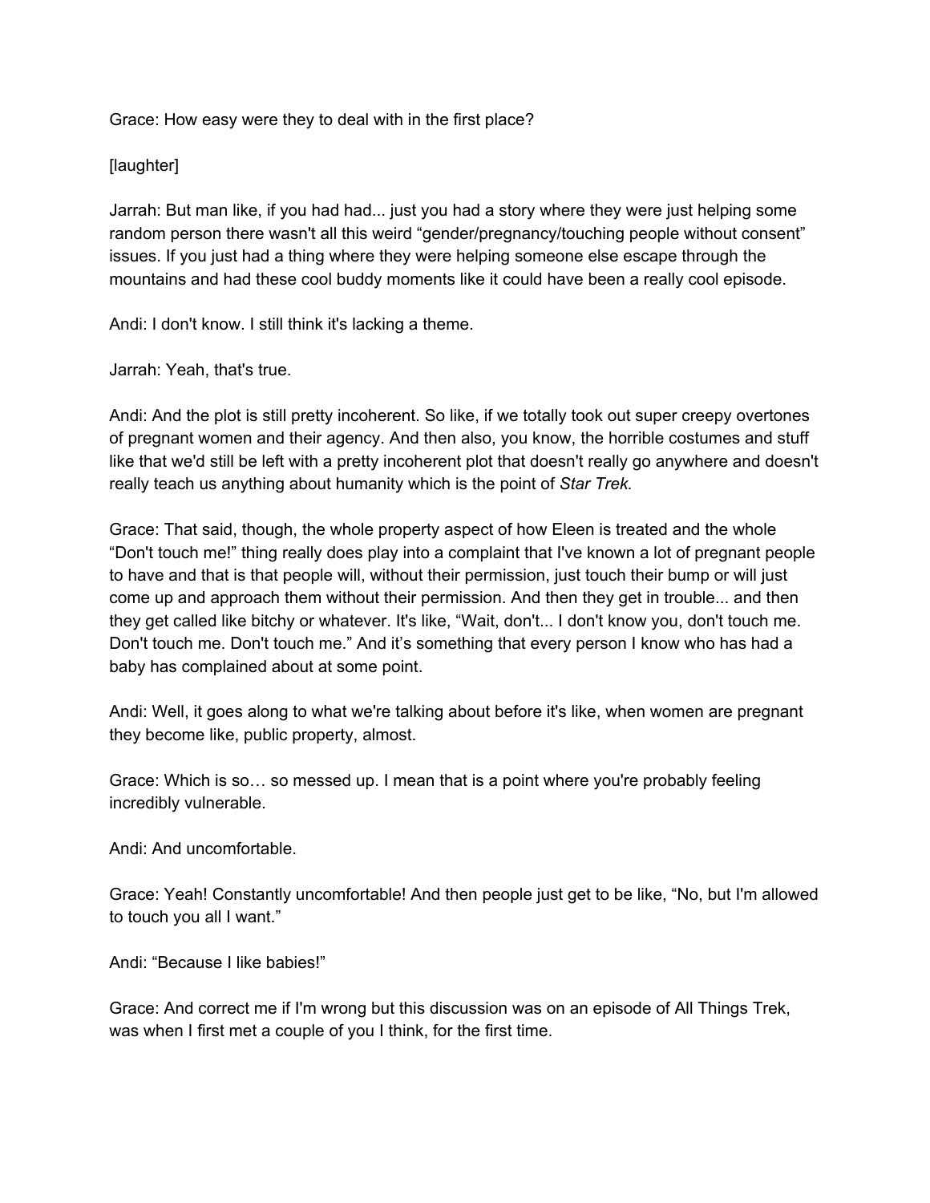Grace: How easy were they to deal with in the first place?

[laughter]

Jarrah: But man like, if you had had... just you had a story where they were just helping some random person there wasn't all this weird "gender/pregnancy/touching people without consent" issues. If you just had a thing where they were helping someone else escape through the mountains and had these cool buddy moments like it could have been a really cool episode.

Andi: I don't know. I still think it's lacking a theme.

Jarrah: Yeah, that's true.

Andi: And the plot is still pretty incoherent. So like, if we totally took out super creepy overtones of pregnant women and their agency. And then also, you know, the horrible costumes and stuff like that we'd still be left with a pretty incoherent plot that doesn't really go anywhere and doesn't really teach us anything about humanity which is the point of *Star Trek.*

Grace: That said, though, the whole property aspect of how Eleen is treated and the whole "Don't touch me!" thing really does play into a complaint that I've known a lot of pregnant people to have and that is that people will, without their permission, just touch their bump or will just come up and approach them without their permission. And then they get in trouble... and then they get called like bitchy or whatever. It's like, "Wait, don't... I don't know you, don't touch me. Don't touch me. Don't touch me." And it's something that every person I know who has had a baby has complained about at some point.

Andi: Well, it goes along to what we're talking about before it's like, when women are pregnant they become like, public property, almost.

Grace: Which is so… so messed up. I mean that is a point where you're probably feeling incredibly vulnerable.

Andi: And uncomfortable.

Grace: Yeah! Constantly uncomfortable! And then people just get to be like, "No, but I'm allowed to touch you all I want."

Andi: "Because I like babies!"

Grace: And correct me if I'm wrong but this discussion was on an episode of All Things Trek, was when I first met a couple of you I think, for the first time.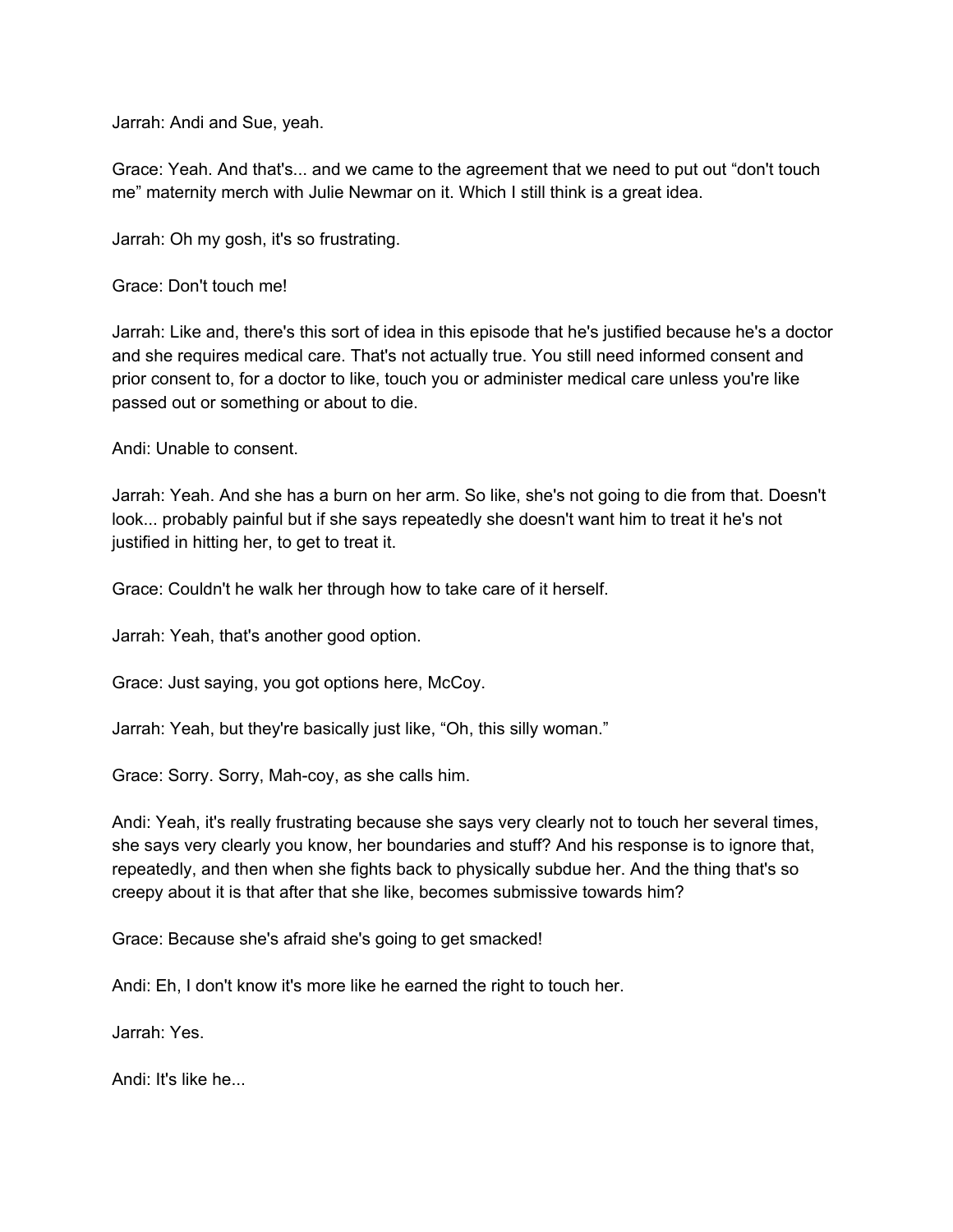Jarrah: Andi and Sue, yeah.

Grace: Yeah. And that's... and we came to the agreement that we need to put out “don't touch me” maternity merch with Julie Newmar on it. Which I still think is a great idea.

Jarrah: Oh my gosh, it's so frustrating.

Grace: Don't touch me!

Jarrah: Like and, there's this sort of idea in this episode that he's justified because he's a doctor and she requires medical care. That's not actually true. You still need informed consent and prior consent to, for a doctor to like, touch you or administer medical care unless you're like passed out or something or about to die.

Andi: Unable to consent.

Jarrah: Yeah. And she has a burn on her arm. So like, she's not going to die from that. Doesn't look... probably painful but if she says repeatedly she doesn't want him to treat it he's not justified in hitting her, to get to treat it.

Grace: Couldn't he walk her through how to take care of it herself.

Jarrah: Yeah, that's another good option.

Grace: Just saying, you got options here, McCoy.

Jarrah: Yeah, but they're basically just like, “Oh, this silly woman.”

Grace: Sorry. Sorry, Mah-coy, as she calls him.

Andi: Yeah, it's really frustrating because she says very clearly not to touch her several times, she says very clearly you know, her boundaries and stuff? And his response is to ignore that, repeatedly, and then when she fights back to physically subdue her. And the thing that's so creepy about it is that after that she like, becomes submissive towards him?

Grace: Because she's afraid she's going to get smacked!

Andi: Eh, I don't know it's more like he earned the right to touch her.

Jarrah: Yes.

Andi: It's like he...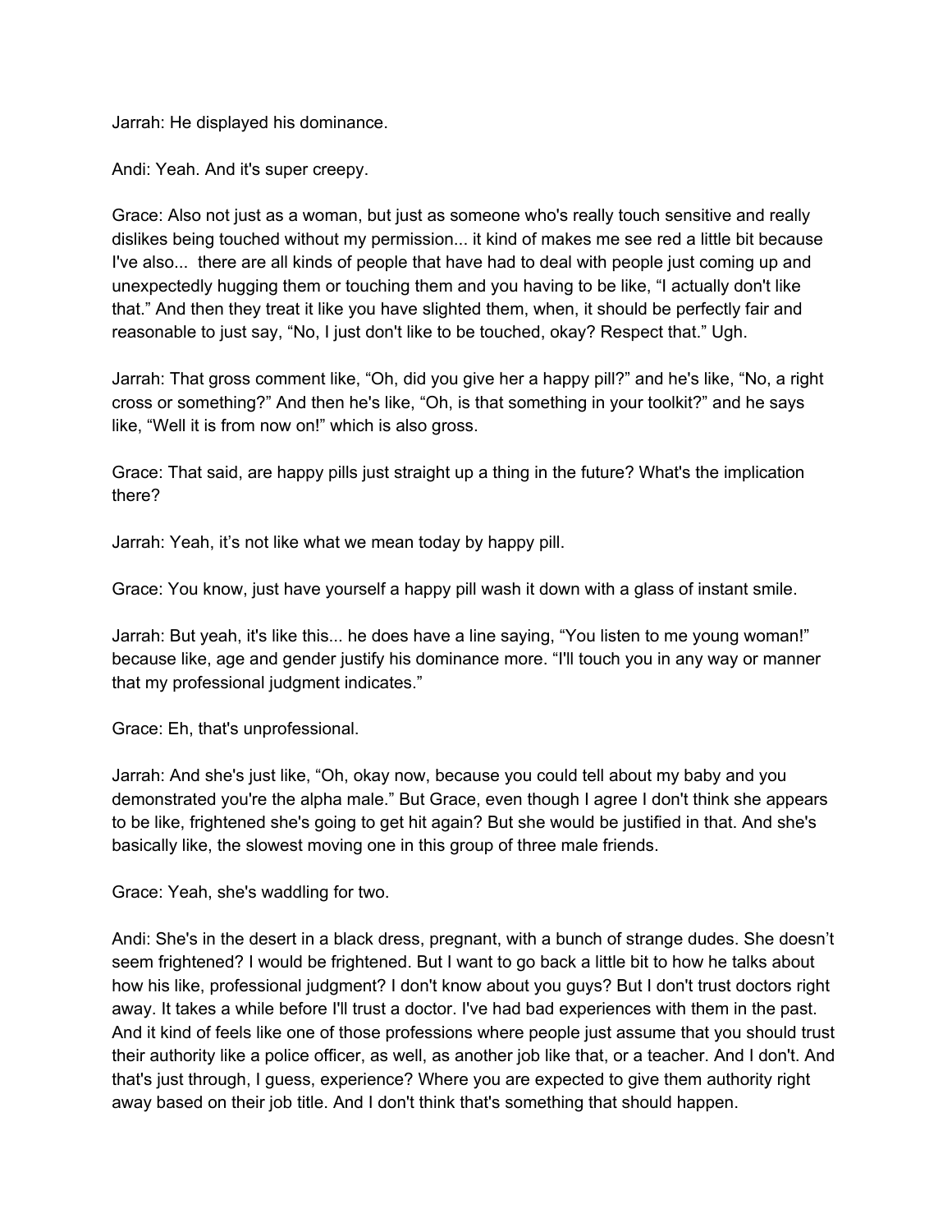Jarrah: He displayed his dominance.

Andi: Yeah. And it's super creepy.

Grace: Also not just as a woman, but just as someone who's really touch sensitive and really dislikes being touched without my permission... it kind of makes me see red a little bit because I've also...  there are all kinds of people that have had to deal with people just coming up and unexpectedly hugging them or touching them and you having to be like, "I actually don't like that." And then they treat it like you have slighted them, when, it should be perfectly fair and reasonable to just say, "No, I just don't like to be touched, okay? Respect that." Ugh.

Jarrah: That gross comment like, "Oh, did you give her a happy pill?" and he's like, "No, a right cross or something?" And then he's like, "Oh, is that something in your toolkit?" and he says like, "Well it is from now on!" which is also gross.

Grace: That said, are happy pills just straight up a thing in the future? What's the implication there?

Jarrah: Yeah, it's not like what we mean today by happy pill.

Grace: You know, just have yourself a happy pill wash it down with a glass of instant smile.

Jarrah: But yeah, it's like this... he does have a line saying, "You listen to me young woman!" because like, age and gender justify his dominance more. "I'll touch you in any way or manner that my professional judgment indicates."

Grace: Eh, that's unprofessional.

Jarrah: And she's just like, "Oh, okay now, because you could tell about my baby and you demonstrated you're the alpha male." But Grace, even though I agree I don't think she appears to be like, frightened she's going to get hit again? But she would be justified in that. And she's basically like, the slowest moving one in this group of three male friends.

Grace: Yeah, she's waddling for two.

Andi: She's in the desert in a black dress, pregnant, with a bunch of strange dudes. She doesn't seem frightened? I would be frightened. But I want to go back a little bit to how he talks about how his like, professional judgment? I don't know about you guys? But I don't trust doctors right away. It takes a while before I'll trust a doctor. I've had bad experiences with them in the past. And it kind of feels like one of those professions where people just assume that you should trust their authority like a police officer, as well, as another job like that, or a teacher. And I don't. And that's just through, I guess, experience? Where you are expected to give them authority right away based on their job title. And I don't think that's something that should happen.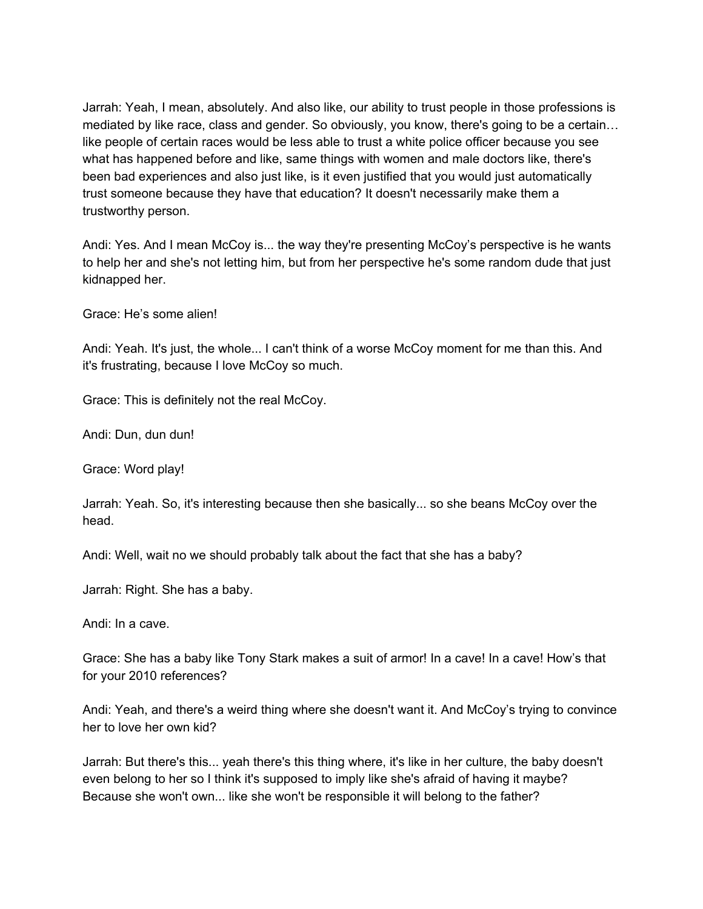Jarrah: Yeah, I mean, absolutely. And also like, our ability to trust people in those professions is mediated by like race, class and gender. So obviously, you know, there's going to be a certain… like people of certain races would be less able to trust a white police officer because you see what has happened before and like, same things with women and male doctors like, there's been bad experiences and also just like, is it even justified that you would just automatically trust someone because they have that education? It doesn't necessarily make them a trustworthy person.

Andi: Yes. And I mean McCoy is... the way they're presenting McCoy's perspective is he wants to help her and she's not letting him, but from her perspective he's some random dude that just kidnapped her.

Grace: He's some alien!

Andi: Yeah. It's just, the whole... I can't think of a worse McCoy moment for me than this. And it's frustrating, because I love McCoy so much.

Grace: This is definitely not the real McCoy.

Andi: Dun, dun dun!

Grace: Word play!

Jarrah: Yeah. So, it's interesting because then she basically... so she beans McCoy over the head.

Andi: Well, wait no we should probably talk about the fact that she has a baby?

Jarrah: Right. She has a baby.

Andi: In a cave.

Grace: She has a baby like Tony Stark makes a suit of armor! In a cave! In a cave! How's that for your 2010 references?

Andi: Yeah, and there's a weird thing where she doesn't want it. And McCoy's trying to convince her to love her own kid?

Jarrah: But there's this... yeah there's this thing where, it's like in her culture, the baby doesn't even belong to her so I think it's supposed to imply like she's afraid of having it maybe? Because she won't own... like she won't be responsible it will belong to the father?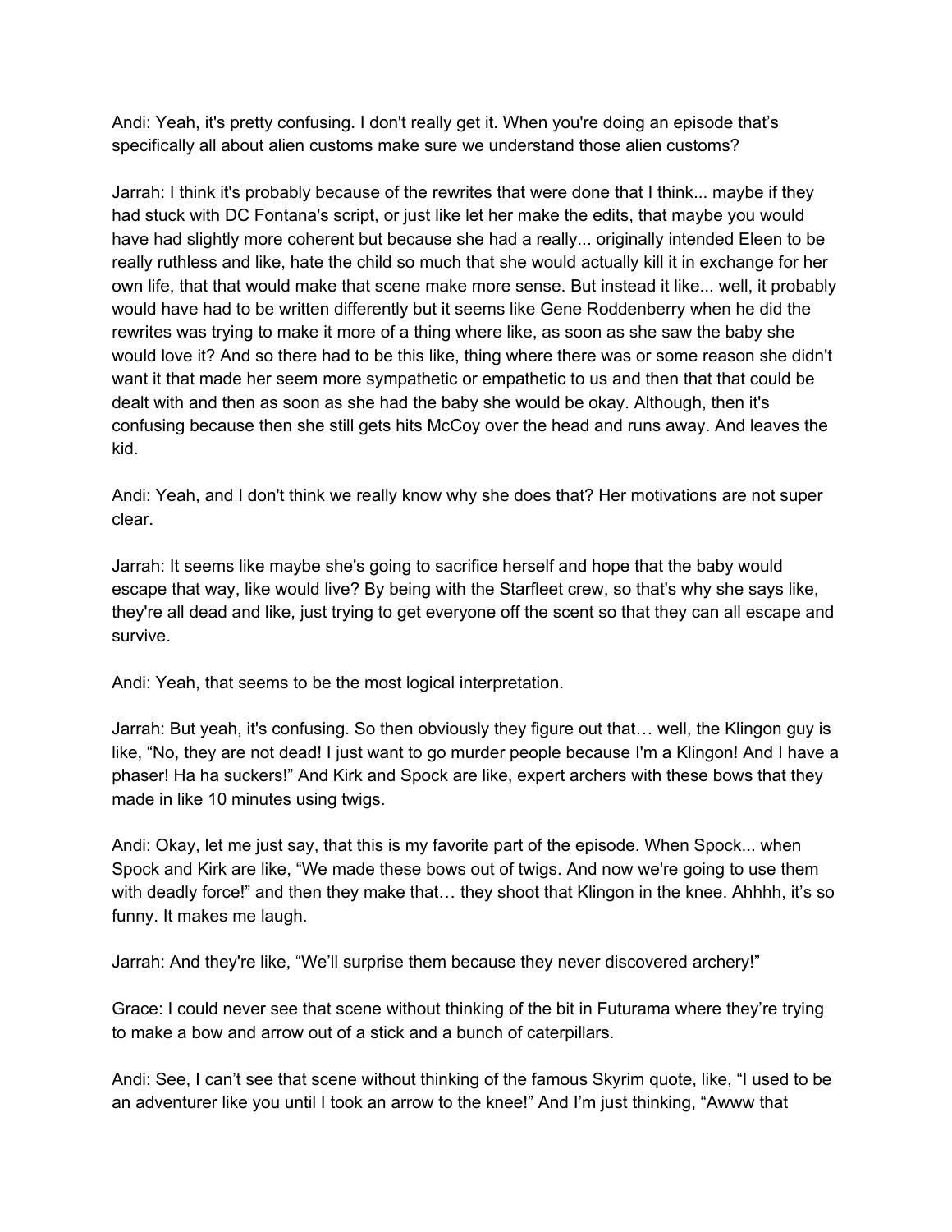Andi: Yeah, it's pretty confusing. I don't really get it. When you're doing an episode that's specifically all about alien customs make sure we understand those alien customs?

Jarrah: I think it's probably because of the rewrites that were done that I think... maybe if they had stuck with DC Fontana's script, or just like let her make the edits, that maybe you would have had slightly more coherent but because she had a really... originally intended Eleen to be really ruthless and like, hate the child so much that she would actually kill it in exchange for her own life, that that would make that scene make more sense. But instead it like... well, it probably would have had to be written differently but it seems like Gene Roddenberry when he did the rewrites was trying to make it more of a thing where like, as soon as she saw the baby she would love it? And so there had to be this like, thing where there was or some reason she didn't want it that made her seem more sympathetic or empathetic to us and then that that could be dealt with and then as soon as she had the baby she would be okay. Although, then it's confusing because then she still gets hits McCoy over the head and runs away. And leaves the kid.

Andi: Yeah, and I don't think we really know why she does that? Her motivations are not super clear.

Jarrah: It seems like maybe she's going to sacrifice herself and hope that the baby would escape that way, like would live? By being with the Starfleet crew, so that's why she says like, they're all dead and like, just trying to get everyone off the scent so that they can all escape and survive.

Andi: Yeah, that seems to be the most logical interpretation.

Jarrah: But yeah, it's confusing. So then obviously they figure out that… well, the Klingon guy is like, "No, they are not dead! I just want to go murder people because I'm a Klingon! And I have a phaser! Ha ha suckers!" And Kirk and Spock are like, expert archers with these bows that they made in like 10 minutes using twigs.

Andi: Okay, let me just say, that this is my favorite part of the episode. When Spock... when Spock and Kirk are like, "We made these bows out of twigs. And now we're going to use them with deadly force!" and then they make that… they shoot that Klingon in the knee. Ahhhh, it's so funny. It makes me laugh.

Jarrah: And they're like, "We'll surprise them because they never discovered archery!"

Grace: I could never see that scene without thinking of the bit in Futurama where they're trying to make a bow and arrow out of a stick and a bunch of caterpillars.

Andi: See, I can't see that scene without thinking of the famous Skyrim quote, like, "I used to be an adventurer like you until I took an arrow to the knee!" And I'm just thinking, "Awww that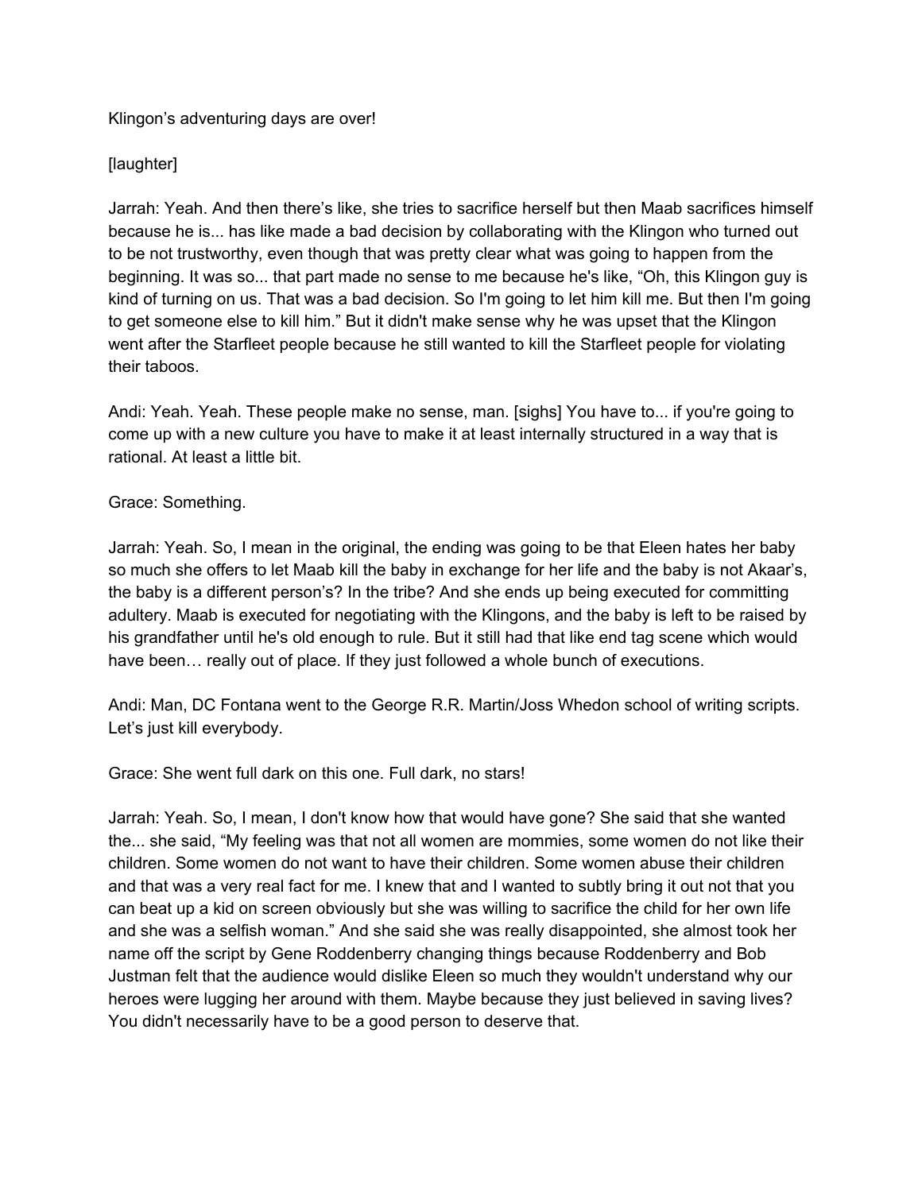Klingon’s adventuring days are over!

[laughter]

Jarrah: Yeah. And then there’s like, she tries to sacrifice herself but then Maab sacrifices himself because he is... has like made a bad decision by collaborating with the Klingon who turned out to be not trustworthy, even though that was pretty clear what was going to happen from the beginning. It was so... that part made no sense to me because he's like, “Oh, this Klingon guy is kind of turning on us. That was a bad decision. So I'm going to let him kill me. But then I'm going to get someone else to kill him.” But it didn't make sense why he was upset that the Klingon went after the Starfleet people because he still wanted to kill the Starfleet people for violating their taboos.

Andi: Yeah. Yeah. These people make no sense, man. [sighs] You have to... if you're going to come up with a new culture you have to make it at least internally structured in a way that is rational. At least a little bit.

Grace: Something.

Jarrah: Yeah. So, I mean in the original, the ending was going to be that Eleen hates her baby so much she offers to let Maab kill the baby in exchange for her life and the baby is not Akaar’s, the baby is a different person’s? In the tribe? And she ends up being executed for committing adultery. Maab is executed for negotiating with the Klingons, and the baby is left to be raised by his grandfather until he's old enough to rule. But it still had that like end tag scene which would have been… really out of place. If they just followed a whole bunch of executions.

Andi: Man, DC Fontana went to the George R.R. Martin/Joss Whedon school of writing scripts. Let’s just kill everybody.

Grace: She went full dark on this one. Full dark, no stars!

Jarrah: Yeah. So, I mean, I don't know how that would have gone? She said that she wanted the... she said, “My feeling was that not all women are mommies, some women do not like their children. Some women do not want to have their children. Some women abuse their children and that was a very real fact for me. I knew that and I wanted to subtly bring it out not that you can beat up a kid on screen obviously but she was willing to sacrifice the child for her own life and she was a selfish woman.” And she said she was really disappointed, she almost took her name off the script by Gene Roddenberry changing things because Roddenberry and Bob Justman felt that the audience would dislike Eleen so much they wouldn't understand why our heroes were lugging her around with them. Maybe because they just believed in saving lives? You didn't necessarily have to be a good person to deserve that.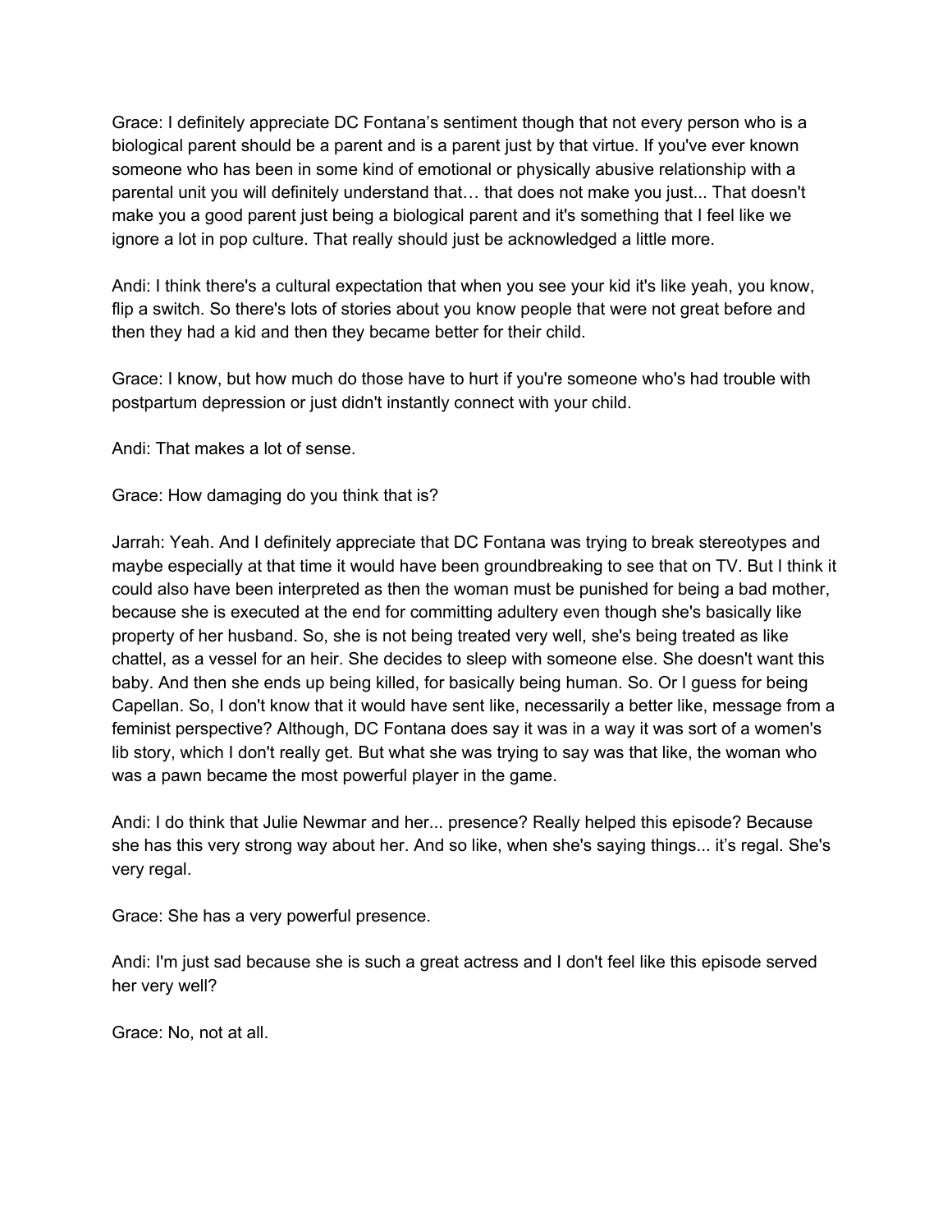Grace: I definitely appreciate DC Fontana's sentiment though that not every person who is a biological parent should be a parent and is a parent just by that virtue. If you've ever known someone who has been in some kind of emotional or physically abusive relationship with a parental unit you will definitely understand that… that does not make you just... That doesn't make you a good parent just being a biological parent and it's something that I feel like we ignore a lot in pop culture. That really should just be acknowledged a little more.

Andi: I think there's a cultural expectation that when you see your kid it's like yeah, you know, flip a switch. So there's lots of stories about you know people that were not great before and then they had a kid and then they became better for their child.

Grace: I know, but how much do those have to hurt if you're someone who's had trouble with postpartum depression or just didn't instantly connect with your child.

Andi: That makes a lot of sense.

Grace: How damaging do you think that is?

Jarrah: Yeah. And I definitely appreciate that DC Fontana was trying to break stereotypes and maybe especially at that time it would have been groundbreaking to see that on TV. But I think it could also have been interpreted as then the woman must be punished for being a bad mother, because she is executed at the end for committing adultery even though she's basically like property of her husband. So, she is not being treated very well, she's being treated as like chattel, as a vessel for an heir. She decides to sleep with someone else. She doesn't want this baby. And then she ends up being killed, for basically being human. So. Or I guess for being Capellan. So, I don't know that it would have sent like, necessarily a better like, message from a feminist perspective? Although, DC Fontana does say it was in a way it was sort of a women's lib story, which I don't really get. But what she was trying to say was that like, the woman who was a pawn became the most powerful player in the game.

Andi: I do think that Julie Newmar and her... presence? Really helped this episode? Because she has this very strong way about her. And so like, when she's saying things... it's regal. She's very regal.

Grace: She has a very powerful presence.

Andi: I'm just sad because she is such a great actress and I don't feel like this episode served her very well?

Grace: No, not at all.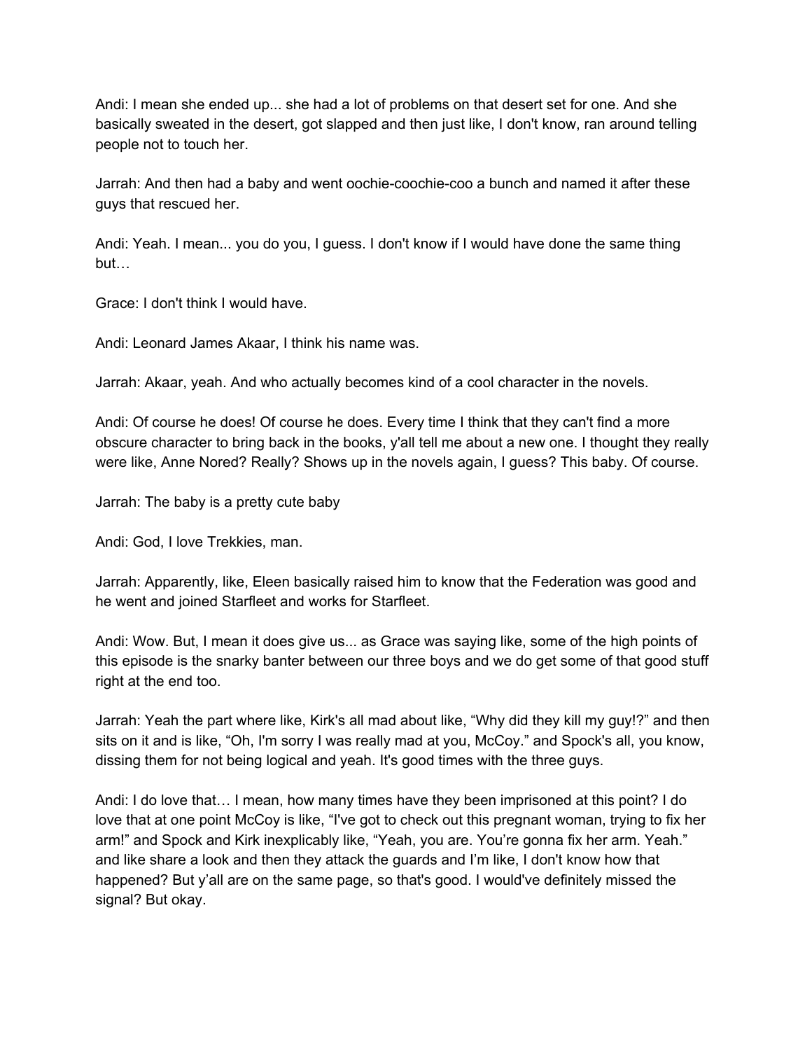Andi: I mean she ended up... she had a lot of problems on that desert set for one. And she basically sweated in the desert, got slapped and then just like, I don't know, ran around telling people not to touch her.

Jarrah: And then had a baby and went oochie-coochie-coo a bunch and named it after these guys that rescued her.

Andi: Yeah. I mean... you do you, I guess. I don't know if I would have done the same thing but…

Grace: I don't think I would have.

Andi: Leonard James Akaar, I think his name was.

Jarrah: Akaar, yeah. And who actually becomes kind of a cool character in the novels.

Andi: Of course he does! Of course he does. Every time I think that they can't find a more obscure character to bring back in the books, y'all tell me about a new one. I thought they really were like, Anne Nored? Really? Shows up in the novels again, I guess? This baby. Of course.

Jarrah: The baby is a pretty cute baby

Andi: God, I love Trekkies, man.

Jarrah: Apparently, like, Eleen basically raised him to know that the Federation was good and he went and joined Starfleet and works for Starfleet.

Andi: Wow. But, I mean it does give us... as Grace was saying like, some of the high points of this episode is the snarky banter between our three boys and we do get some of that good stuff right at the end too.

Jarrah: Yeah the part where like, Kirk's all mad about like, "Why did they kill my guy!?" and then sits on it and is like, "Oh, I'm sorry I was really mad at you, McCoy." and Spock's all, you know, dissing them for not being logical and yeah. It's good times with the three guys.

Andi: I do love that… I mean, how many times have they been imprisoned at this point? I do love that at one point McCoy is like, "I've got to check out this pregnant woman, trying to fix her arm!" and Spock and Kirk inexplicably like, "Yeah, you are. You're gonna fix her arm. Yeah." and like share a look and then they attack the guards and I'm like, I don't know how that happened? But y'all are on the same page, so that's good. I would've definitely missed the signal? But okay.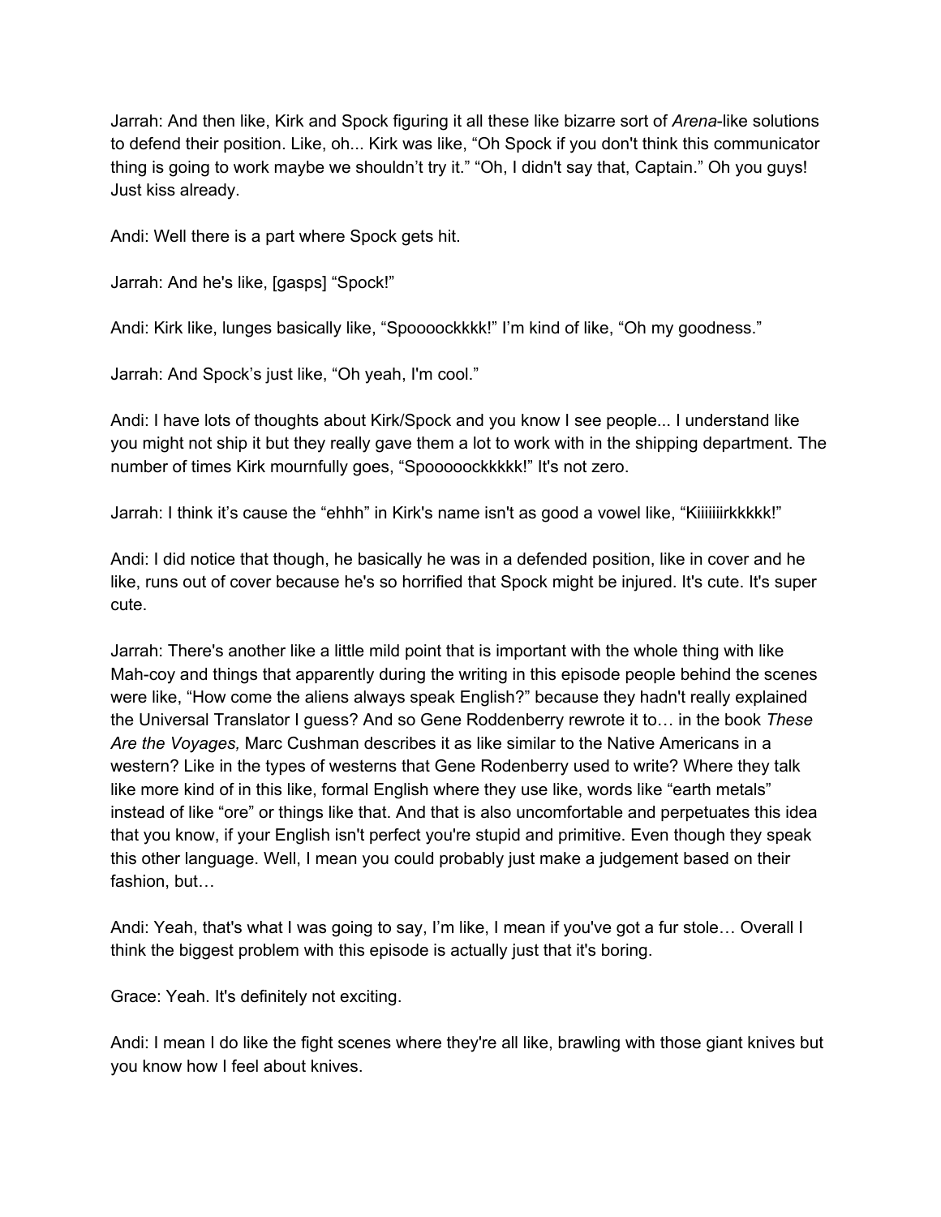Jarrah: And then like, Kirk and Spock figuring it all these like bizarre sort of *Arena*-like solutions to defend their position. Like, oh... Kirk was like, "Oh Spock if you don't think this communicator thing is going to work maybe we shouldn't try it." "Oh, I didn't say that, Captain." Oh you guys! Just kiss already.

Andi: Well there is a part where Spock gets hit.

Jarrah: And he's like, [gasps] "Spock!"

Andi: Kirk like, lunges basically like, "Spoooockkkk!" I'm kind of like, "Oh my goodness."

Jarrah: And Spock's just like, "Oh yeah, I'm cool."

Andi: I have lots of thoughts about Kirk/Spock and you know I see people... I understand like you might not ship it but they really gave them a lot to work with in the shipping department. The number of times Kirk mournfully goes, "Spooooockkkkk!" It's not zero.

Jarrah: I think it's cause the "ehhh" in Kirk's name isn't as good a vowel like, "Kiiiiiiirkkkkk!"

Andi: I did notice that though, he basically he was in a defended position, like in cover and he like, runs out of cover because he's so horrified that Spock might be injured. It's cute. It's super cute.

Jarrah: There's another like a little mild point that is important with the whole thing with like Mah-coy and things that apparently during the writing in this episode people behind the scenes were like, "How come the aliens always speak English?" because they hadn't really explained the Universal Translator I guess? And so Gene Roddenberry rewrote it to… in the book *These Are the Voyages,* Marc Cushman describes it as like similar to the Native Americans in a western? Like in the types of westerns that Gene Rodenberry used to write? Where they talk like more kind of in this like, formal English where they use like, words like "earth metals" instead of like "ore" or things like that. And that is also uncomfortable and perpetuates this idea that you know, if your English isn't perfect you're stupid and primitive. Even though they speak this other language. Well, I mean you could probably just make a judgement based on their fashion, but…

Andi: Yeah, that's what I was going to say, I'm like, I mean if you've got a fur stole… Overall I think the biggest problem with this episode is actually just that it's boring.

Grace: Yeah. It's definitely not exciting.

Andi: I mean I do like the fight scenes where they're all like, brawling with those giant knives but you know how I feel about knives.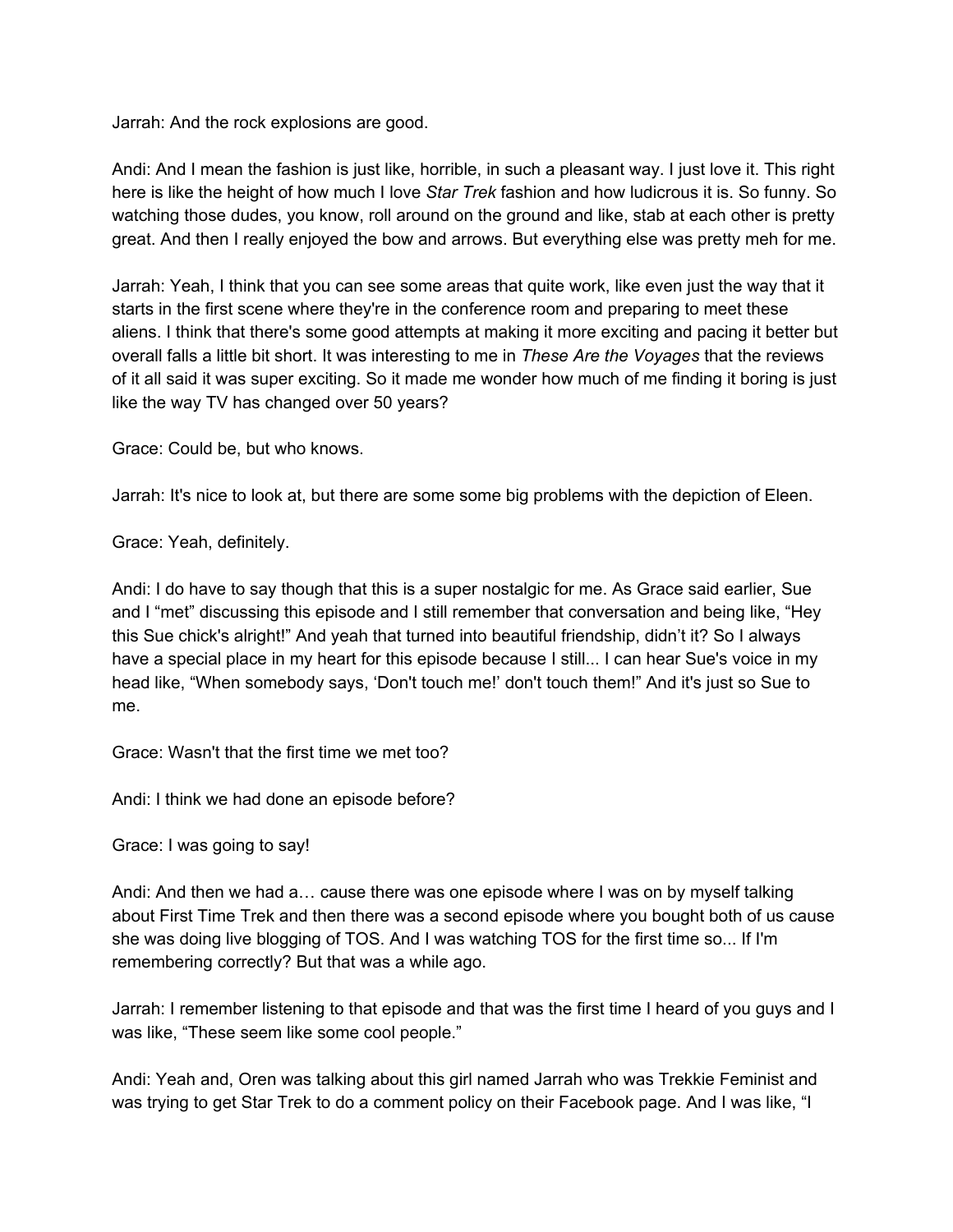Jarrah: And the rock explosions are good.

Andi: And I mean the fashion is just like, horrible, in such a pleasant way. I just love it. This right here is like the height of how much I love *Star Trek* fashion and how ludicrous it is. So funny. So watching those dudes, you know, roll around on the ground and like, stab at each other is pretty great. And then I really enjoyed the bow and arrows. But everything else was pretty meh for me.

Jarrah: Yeah, I think that you can see some areas that quite work, like even just the way that it starts in the first scene where they're in the conference room and preparing to meet these aliens. I think that there's some good attempts at making it more exciting and pacing it better but overall falls a little bit short. It was interesting to me in *These Are the Voyages* that the reviews of it all said it was super exciting. So it made me wonder how much of me finding it boring is just like the way TV has changed over 50 years?

Grace: Could be, but who knows.

Jarrah: It's nice to look at, but there are some some big problems with the depiction of Eleen.

Grace: Yeah, definitely.

Andi: I do have to say though that this is a super nostalgic for me. As Grace said earlier, Sue and I "met" discussing this episode and I still remember that conversation and being like, "Hey this Sue chick's alright!" And yeah that turned into beautiful friendship, didn't it? So I always have a special place in my heart for this episode because I still... I can hear Sue's voice in my head like, "When somebody says, 'Don't touch me!' don't touch them!" And it's just so Sue to me.

Grace: Wasn't that the first time we met too?

Andi: I think we had done an episode before?

Grace: I was going to say!

Andi: And then we had a… cause there was one episode where I was on by myself talking about First Time Trek and then there was a second episode where you bought both of us cause she was doing live blogging of TOS. And I was watching TOS for the first time so... If I'm remembering correctly? But that was a while ago.

Jarrah: I remember listening to that episode and that was the first time I heard of you guys and I was like, "These seem like some cool people."

Andi: Yeah and, Oren was talking about this girl named Jarrah who was Trekkie Feminist and was trying to get Star Trek to do a comment policy on their Facebook page. And I was like, "I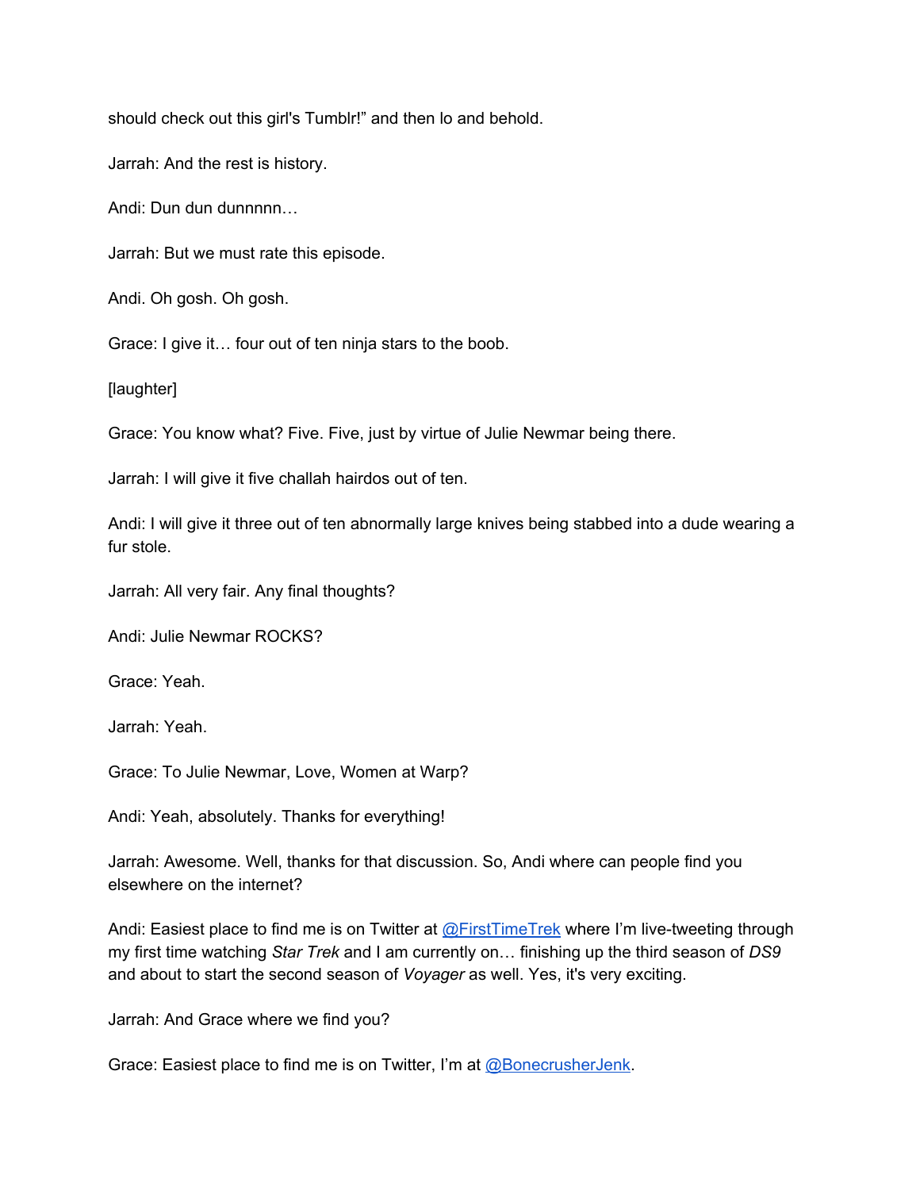should check out this girl's Tumblr!" and then lo and behold.

Jarrah: And the rest is history.

Andi: Dun dun dunnnnn…

Jarrah: But we must rate this episode.

Andi. Oh gosh. Oh gosh.

Grace: I give it… four out of ten ninja stars to the boob.

[laughter]

Grace: You know what? Five. Five, just by virtue of Julie Newmar being there.

Jarrah: I will give it five challah hairdos out of ten.

Andi: I will give it three out of ten abnormally large knives being stabbed into a dude wearing a fur stole.

Jarrah: All very fair. Any final thoughts?

Andi: Julie Newmar ROCKS?

Grace: Yeah.

Jarrah: Yeah.

Grace: To Julie Newmar, Love, Women at Warp?

Andi: Yeah, absolutely. Thanks for everything!

Jarrah: Awesome. Well, thanks for that discussion. So, Andi where can people find you elsewhere on the internet?

Andi: Easiest place to find me is on Twitter at @FirstTimeTrek where I'm live-tweeting through my first time watching *Star Trek* and I am currently on… finishing up the third season of *DS9* and about to start the second season of *Voyager* as well. Yes, it's very exciting.

Jarrah: And Grace where we find you?

Grace: Easiest place to find me is on Twitter, I'm at @BonecrusherJenk.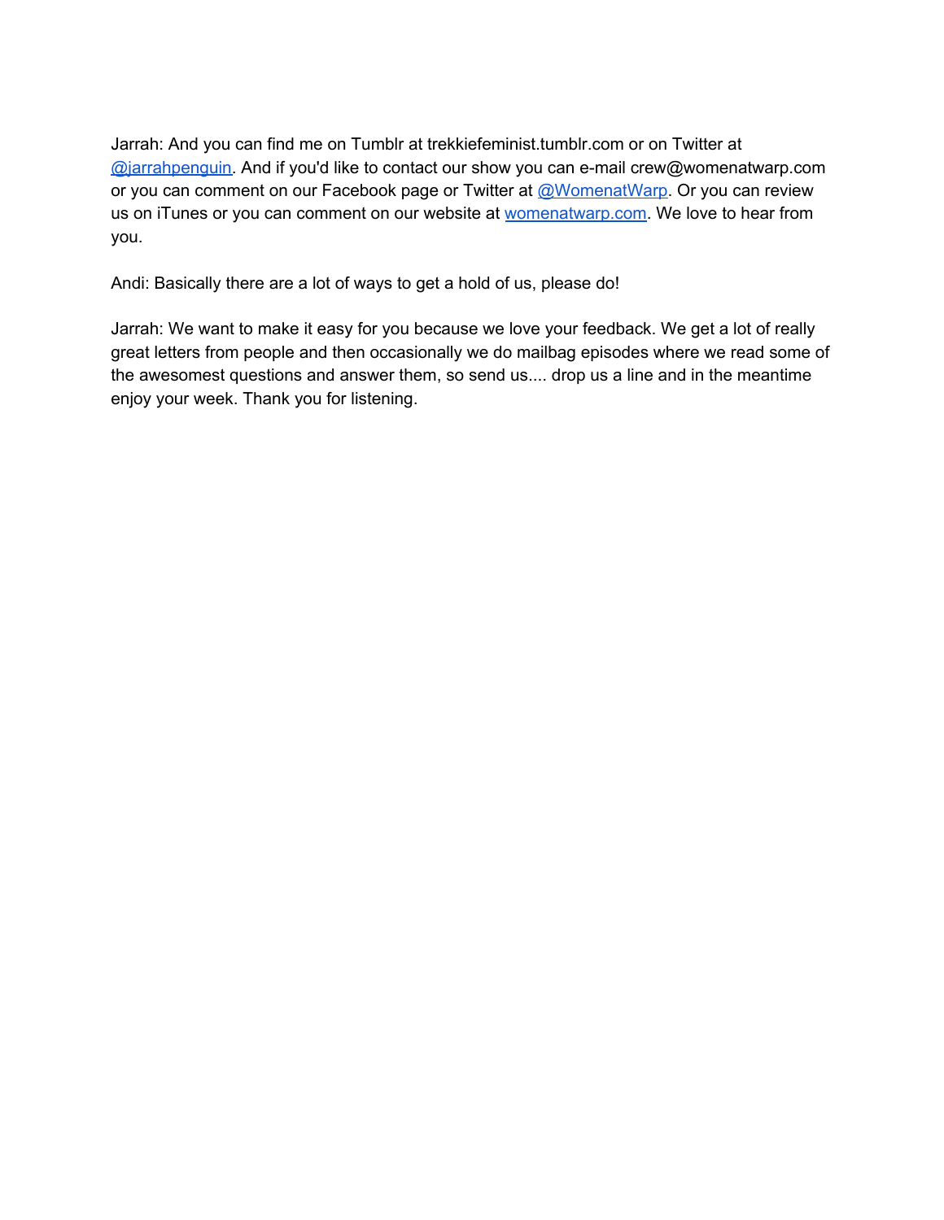Jarrah: And you can find me on Tumblr at trekkiefeminist.tumblr.com or on Twitter at @jarrahpenguin. And if you'd like to contact our show you can e-mail crew@womenatwarp.com or you can comment on our Facebook page or Twitter at @WomenatWarp. Or you can review us on iTunes or you can comment on our website at womenatwarp.com. We love to hear from you.

Andi: Basically there are a lot of ways to get a hold of us, please do!

Jarrah: We want to make it easy for you because we love your feedback. We get a lot of really great letters from people and then occasionally we do mailbag episodes where we read some of the awesomest questions and answer them, so send us.... drop us a line and in the meantime enjoy your week. Thank you for listening.